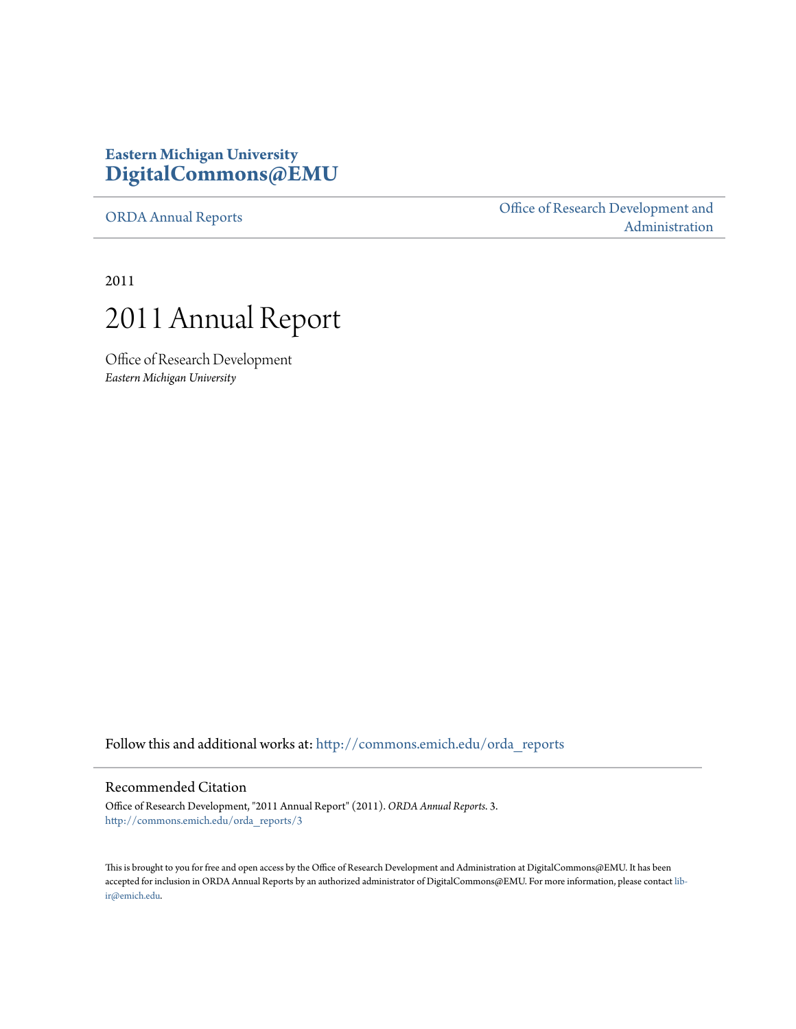**Eastern Michigan University**
**DigitalCommons@EMU**

ORDA Annual Reports

Office of Research Development and Administration

2011

# 2011 Annual Report

Office of Research Development
*Eastern Michigan University*

Follow this and additional works at: http://commons.emich.edu/orda_reports

## Recommended Citation

Office of Research Development, "2011 Annual Report" (2011). *ORDA Annual Reports*. 3.
http://commons.emich.edu/orda_reports/3

This is brought to you for free and open access by the Office of Research Development and Administration at DigitalCommons@EMU. It has been accepted for inclusion in ORDA Annual Reports by an authorized administrator of DigitalCommons@EMU. For more information, please contact lib-ir@emich.edu.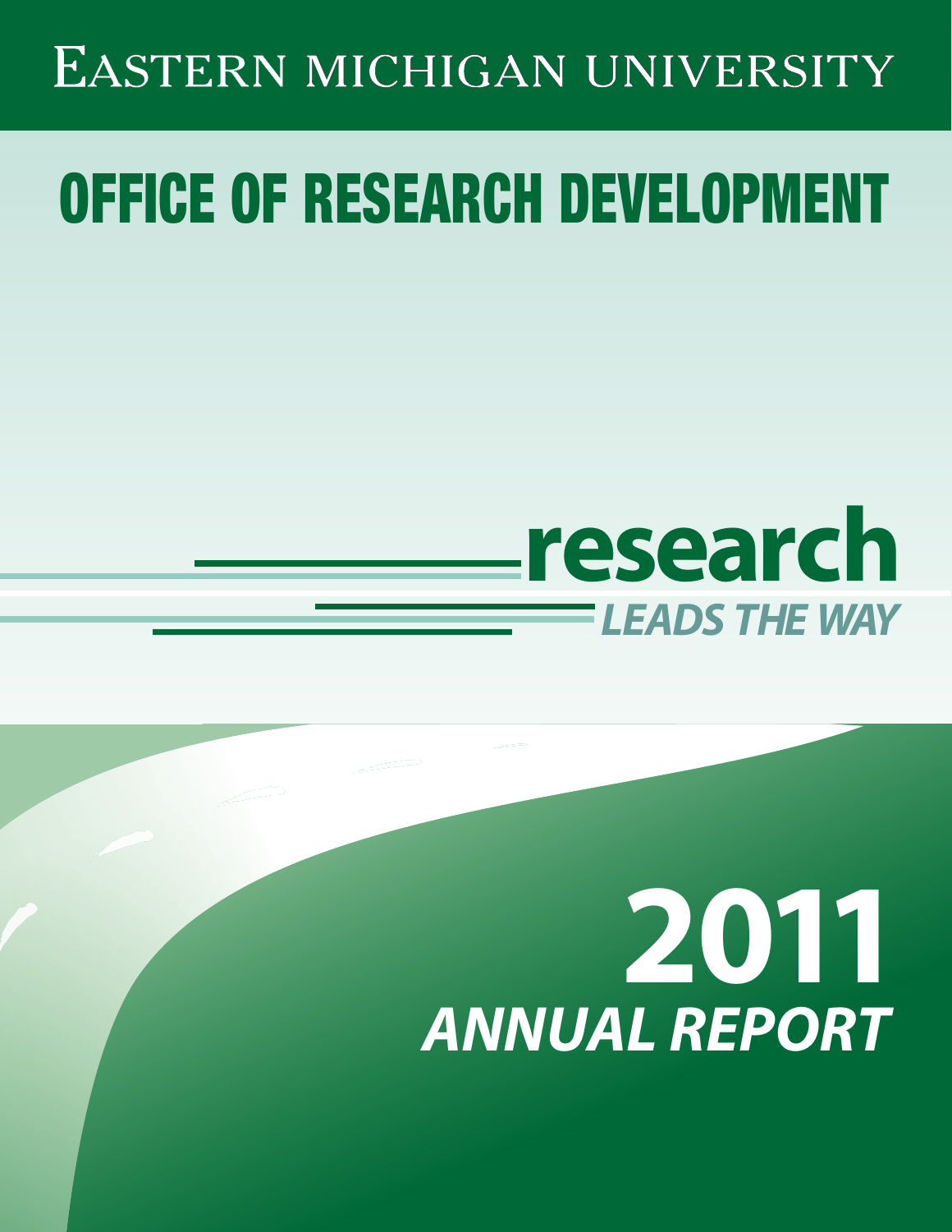# Eastern Michigan University

# OFFICE OF RESEARCH DEVELOPMENT

**research**

***LEADS THE WAY***

# 2011

## *ANNUAL REPORT*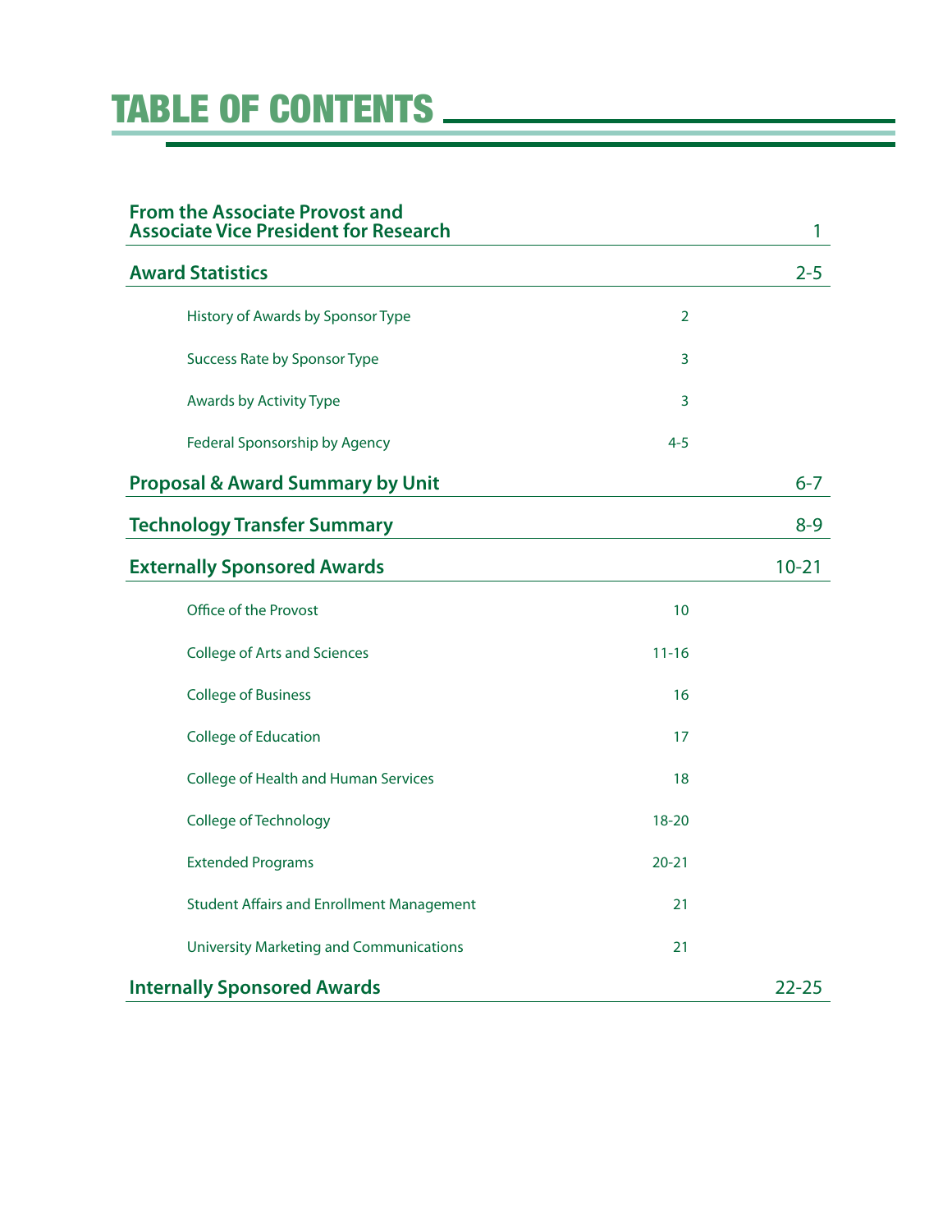# TABLE OF CONTENTS

| Section | | Page |
| --- | --- | --- |
| **From the Associate Provost and Associate Vice President for Research** | | **1** |
| **Award Statistics** | | **2-5** |
| History of Awards by Sponsor Type | 2 | |
| Success Rate by Sponsor Type | 3 | |
| Awards by Activity Type | 3 | |
| Federal Sponsorship by Agency | 4-5 | |
| **Proposal & Award Summary by Unit** | | **6-7** |
| **Technology Transfer Summary** | | **8-9** |
| **Externally Sponsored Awards** | | **10-21** |
| Office of the Provost | 10 | |
| College of Arts and Sciences | 11-16 | |
| College of Business | 16 | |
| College of Education | 17 | |
| College of Health and Human Services | 18 | |
| College of Technology | 18-20 | |
| Extended Programs | 20-21 | |
| Student Affairs and Enrollment Management | 21 | |
| University Marketing and Communications | 21 | |
| **Internally Sponsored Awards** | | **22-25** |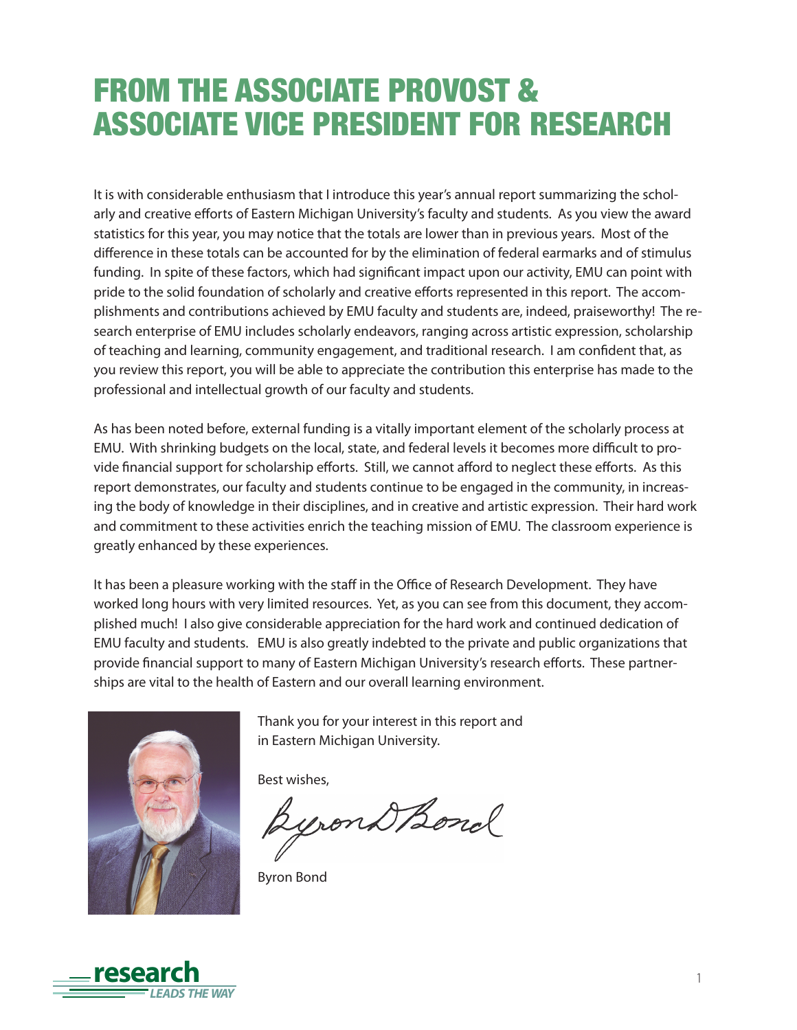# FROM THE ASSOCIATE PROVOST & ASSOCIATE VICE PRESIDENT FOR RESEARCH

It is with considerable enthusiasm that I introduce this year's annual report summarizing the scholarly and creative efforts of Eastern Michigan University's faculty and students. As you view the award statistics for this year, you may notice that the totals are lower than in previous years. Most of the difference in these totals can be accounted for by the elimination of federal earmarks and of stimulus funding. In spite of these factors, which had significant impact upon our activity, EMU can point with pride to the solid foundation of scholarly and creative efforts represented in this report. The accomplishments and contributions achieved by EMU faculty and students are, indeed, praiseworthy! The research enterprise of EMU includes scholarly endeavors, ranging across artistic expression, scholarship of teaching and learning, community engagement, and traditional research. I am confident that, as you review this report, you will be able to appreciate the contribution this enterprise has made to the professional and intellectual growth of our faculty and students.

As has been noted before, external funding is a vitally important element of the scholarly process at EMU. With shrinking budgets on the local, state, and federal levels it becomes more difficult to provide financial support for scholarship efforts. Still, we cannot afford to neglect these efforts. As this report demonstrates, our faculty and students continue to be engaged in the community, in increasing the body of knowledge in their disciplines, and in creative and artistic expression. Their hard work and commitment to these activities enrich the teaching mission of EMU. The classroom experience is greatly enhanced by these experiences.

It has been a pleasure working with the staff in the Office of Research Development. They have worked long hours with very limited resources. Yet, as you can see from this document, they accomplished much! I also give considerable appreciation for the hard work and continued dedication of EMU faculty and students. EMU is also greatly indebted to the private and public organizations that provide financial support to many of Eastern Michigan University's research efforts. These partnerships are vital to the health of Eastern and our overall learning environment.

Thank you for your interest in this report and in Eastern Michigan University.

Best wishes,

Byron D Bond

Byron Bond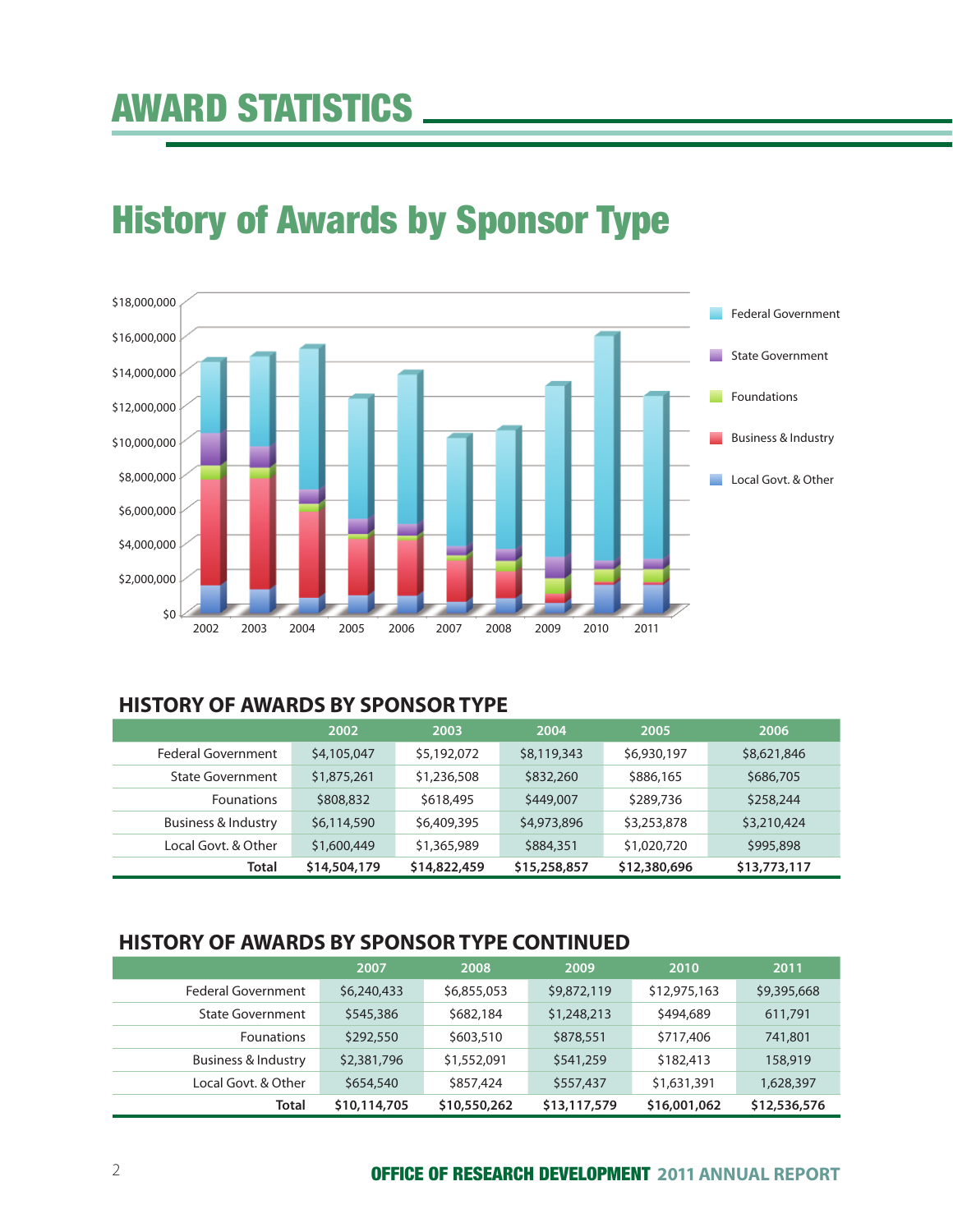# AWARD STATISTICS

## History of Awards by Sponsor Type

### HISTORY OF AWARDS BY SPONSOR TYPE

| | 2002 | 2003 | 2004 | 2005 | 2006 |
|---|---|---|---|---|---|
| Federal Government | $4,105,047 | $5,192,072 | $8,119,343 | $6,930,197 | $8,621,846 |
| State Government | $1,875,261 | $1,236,508 | $832,260 | $886,165 | $686,705 |
| Founations | $808,832 | $618,495 | $449,007 | $289,736 | $258,244 |
| Business & Industry | $6,114,590 | $6,409,395 | $4,973,896 | $3,253,878 | $3,210,424 |
| Local Govt. & Other | $1,600,449 | $1,365,989 | $884,351 | $1,020,720 | $995,898 |
| **Total** | **$14,504,179** | **$14,822,459** | **$15,258,857** | **$12,380,696** | **$13,773,117** |

### HISTORY OF AWARDS BY SPONSOR TYPE CONTINUED

| | 2007 | 2008 | 2009 | 2010 | 2011 |
|---|---|---|---|---|---|
| Federal Government | $6,240,433 | $6,855,053 | $9,872,119 | $12,975,163 | $9,395,668 |
| State Government | $545,386 | $682,184 | $1,248,213 | $494,689 | 611,791 |
| Founations | $292,550 | $603,510 | $878,551 | $717,406 | 741,801 |
| Business & Industry | $2,381,796 | $1,552,091 | $541,259 | $182,413 | 158,919 |
| Local Govt. & Other | $654,540 | $857,424 | $557,437 | $1,631,391 | 1,628,397 |
| **Total** | **$10,114,705** | **$10,550,262** | **$13,117,579** | **$16,001,062** | **$12,536,576** |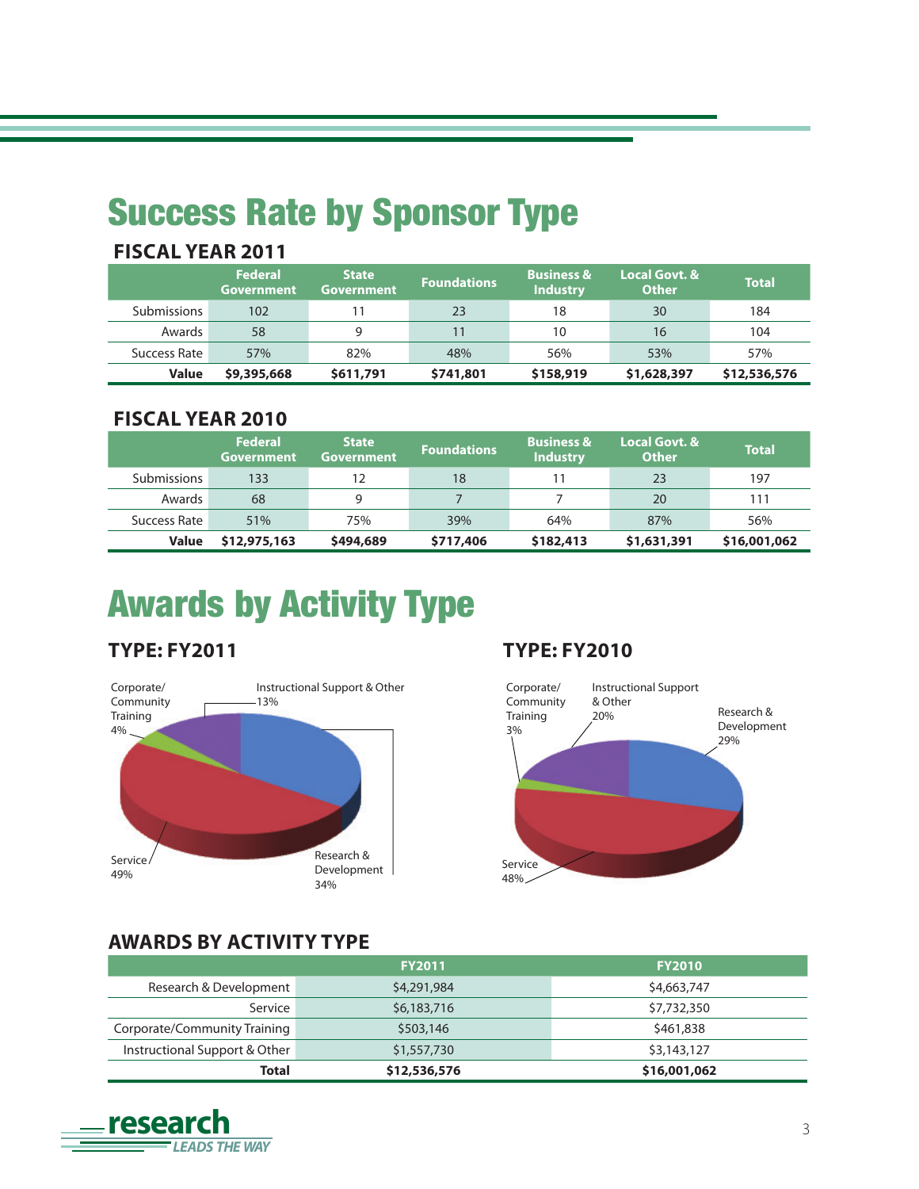# Success Rate by Sponsor Type

### FISCAL YEAR 2011

| | Federal Government | State Government | Foundations | Business & Industry | Local Govt. & Other | Total |
|---|---|---|---|---|---|---|
| Submissions | 102 | 11 | 23 | 18 | 30 | 184 |
| Awards | 58 | 9 | 11 | 10 | 16 | 104 |
| Success Rate | 57% | 82% | 48% | 56% | 53% | 57% |
| **Value** | **$9,395,668** | **$611,791** | **$741,801** | **$158,919** | **$1,628,397** | **$12,536,576** |

### FISCAL YEAR 2010

| | Federal Government | State Government | Foundations | Business & Industry | Local Govt. & Other | Total |
|---|---|---|---|---|---|---|
| Submissions | 133 | 12 | 18 | 11 | 23 | 197 |
| Awards | 68 | 9 | 7 | 7 | 20 | 111 |
| Success Rate | 51% | 75% | 39% | 64% | 87% | 56% |
| **Value** | **$12,975,163** | **$494,689** | **$717,406** | **$182,413** | **$1,631,391** | **$16,001,062** |

# Awards by Activity Type

### TYPE: FY2011

Corporate/Community Training 4%
Instructional Support & Other 13%
Research & Development 34%
Service 49%

### TYPE: FY2010

Corporate/Community Training 3%
Instructional Support & Other 20%
Research & Development 29%
Service 48%

### AWARDS BY ACTIVITY TYPE

| | FY2011 | FY2010 |
|---|---|---|
| Research & Development | $4,291,984 | $4,663,747 |
| Service | $6,183,716 | $7,732,350 |
| Corporate/Community Training | $503,146 | $461,838 |
| Instructional Support & Other | $1,557,730 | $3,143,127 |
| **Total** | **$12,536,576** | **$16,001,062** |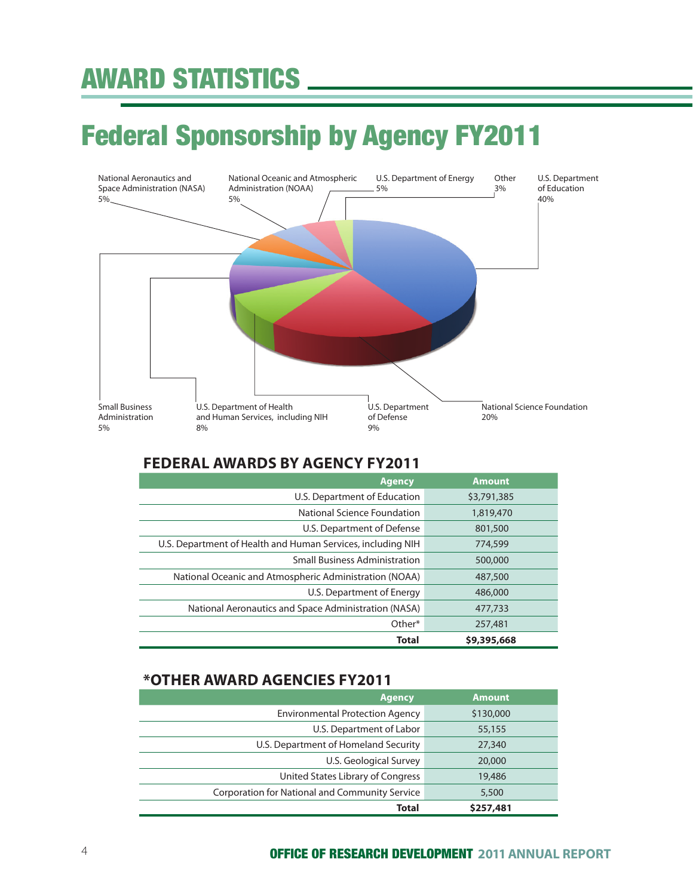# AWARD STATISTICS

## Federal Sponsorship by Agency FY2011

National Aeronautics and Space Administration (NASA) 5%

National Oceanic and Atmospheric Administration (NOAA) 5%

U.S. Department of Energy 5%

Other 3%

U.S. Department of Education 40%

Small Business Administration 5%

U.S. Department of Health and Human Services, including NIH 8%

U.S. Department of Defense 9%

National Science Foundation 20%

### FEDERAL AWARDS BY AGENCY FY2011

| Agency | Amount |
|---|---|
| U.S. Department of Education | $3,791,385 |
| National Science Foundation | 1,819,470 |
| U.S. Department of Defense | 801,500 |
| U.S. Department of Health and Human Services, including NIH | 774,599 |
| Small Business Administration | 500,000 |
| National Oceanic and Atmospheric Administration (NOAA) | 487,500 |
| U.S. Department of Energy | 486,000 |
| National Aeronautics and Space Administration (NASA) | 477,733 |
| Other* | 257,481 |
| **Total** | **$9,395,668** |

### *OTHER AWARD AGENCIES FY2011

| Agency | Amount |
|---|---|
| Environmental Protection Agency | $130,000 |
| U.S. Department of Labor | 55,155 |
| U.S. Department of Homeland Security | 27,340 |
| U.S. Geological Survey | 20,000 |
| United States Library of Congress | 19,486 |
| Corporation for National and Community Service | 5,500 |
| **Total** | **$257,481** |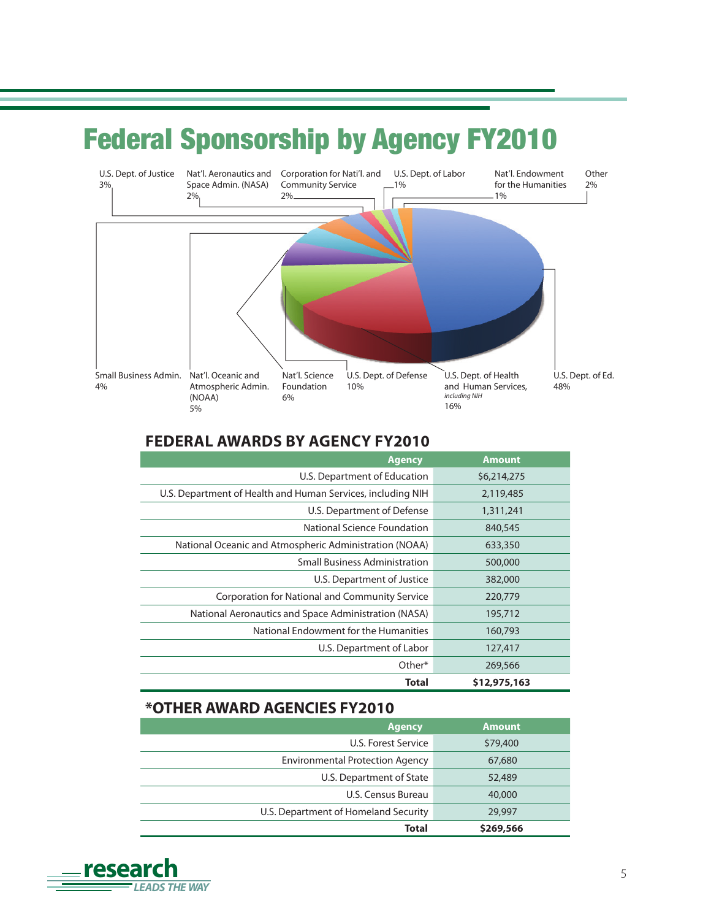# Federal Sponsorship by Agency FY2010

U.S. Dept. of Justice 3%

Nat'l. Aeronautics and Space Admin. (NASA) 2%

Corporation for Nati'l. and Community Service 2%

U.S. Dept. of Labor 1%

Nat'l. Endowment for the Humanities 1%

Other 2%

Small Business Admin. 4%

Nat'l. Oceanic and Atmospheric Admin. (NOAA) 5%

Nat'l. Science Foundation 6%

U.S. Dept. of Defense 10%

U.S. Dept. of Health and Human Services, *including NIH* 16%

U.S. Dept. of Ed. 48%

## FEDERAL AWARDS BY AGENCY FY2010

| Agency | Amount |
|---|---|
| U.S. Department of Education | $6,214,275 |
| U.S. Department of Health and Human Services, including NIH | 2,119,485 |
| U.S. Department of Defense | 1,311,241 |
| National Science Foundation | 840,545 |
| National Oceanic and Atmospheric Administration (NOAA) | 633,350 |
| Small Business Administration | 500,000 |
| U.S. Department of Justice | 382,000 |
| Corporation for National and Community Service | 220,779 |
| National Aeronautics and Space Administration (NASA) | 195,712 |
| National Endowment for the Humanities | 160,793 |
| U.S. Department of Labor | 127,417 |
| Other* | 269,566 |
| **Total** | **$12,975,163** |

## *OTHER AWARD AGENCIES FY2010

| Agency | Amount |
|---|---|
| U.S. Forest Service | $79,400 |
| Environmental Protection Agency | 67,680 |
| U.S. Department of State | 52,489 |
| U.S. Census Bureau | 40,000 |
| U.S. Department of Homeland Security | 29,997 |
| **Total** | **$269,566** |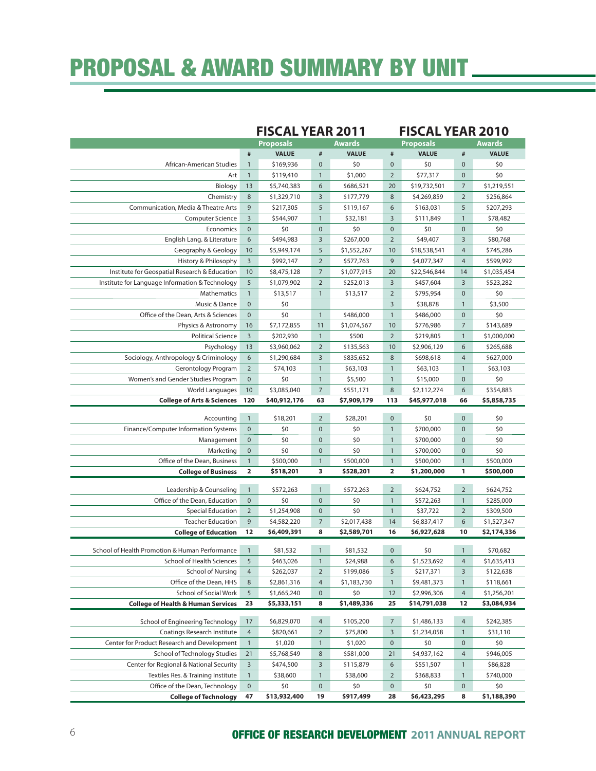# PROPOSAL & AWARD SUMMARY BY UNIT

| | FISCAL YEAR 2011 | | | | FISCAL YEAR 2010 | | | |
|---|---|---|---|---|---|---|---|---|
| | Proposals | | Awards | | Proposals | | Awards | |
| | # | VALUE | # | VALUE | # | VALUE | # | VALUE |
| African-American Studies | 1 | $169,936 | 0 | $0 | 0 | $0 | 0 | $0 |
| Art | 1 | $119,410 | 1 | $1,000 | 2 | $77,317 | 0 | $0 |
| Biology | 13 | $5,740,383 | 6 | $686,521 | 20 | $19,732,501 | 7 | $1,219,551 |
| Chemistry | 8 | $1,329,710 | 3 | $177,779 | 8 | $4,269,859 | 2 | $256,864 |
| Communication, Media & Theatre Arts | 9 | $217,305 | 5 | $119,167 | 6 | $163,031 | 5 | $207,293 |
| Computer Science | 3 | $544,907 | 1 | $32,181 | 3 | $111,849 | 1 | $78,482 |
| Economics | 0 | $0 | 0 | $0 | 0 | $0 | 0 | $0 |
| English Lang. & Literature | 6 | $494,983 | 3 | $267,000 | 2 | $49,407 | 3 | $80,768 |
| Geography & Geology | 10 | $5,949,174 | 5 | $1,552,267 | 10 | $18,538,541 | 4 | $745,286 |
| History & Philosophy | 3 | $992,147 | 2 | $577,763 | 9 | $4,077,347 | 4 | $599,992 |
| Institute for Geospatial Research & Education | 10 | $8,475,128 | 7 | $1,077,915 | 20 | $22,546,844 | 14 | $1,035,454 |
| Institute for Language Information & Technology | 5 | $1,079,902 | 2 | $252,013 | 3 | $457,604 | 3 | $523,282 |
| Mathematics | 1 | $13,517 | 1 | $13,517 | 2 | $795,954 | 0 | $0 |
| Music & Dance | 0 | $0 | | | 3 | $38,878 | 1 | $3,500 |
| Office of the Dean, Arts & Sciences | 0 | $0 | 1 | $486,000 | 1 | $486,000 | 0 | $0 |
| Physics & Astronomy | 16 | $7,172,855 | 11 | $1,074,567 | 10 | $776,986 | 7 | $143,689 |
| Political Science | 3 | $202,930 | 1 | $500 | 2 | $219,805 | 1 | $1,000,000 |
| Psychology | 13 | $3,960,062 | 2 | $135,563 | 10 | $2,906,129 | 6 | $265,688 |
| Sociology, Anthropology & Criminology | 6 | $1,290,684 | 3 | $835,652 | 8 | $698,618 | 4 | $627,000 |
| Gerontology Program | 2 | $74,103 | 1 | $63,103 | 1 | $63,103 | 1 | $63,103 |
| Women's and Gender Studies Program | 0 | $0 | 1 | $5,500 | 1 | $15,000 | 0 | $0 |
| World Languages | 10 | $3,085,040 | 7 | $551,171 | 8 | $2,112,274 | 6 | $354,883 |
| **College of Arts & Sciences** | **120** | **$40,912,176** | **63** | **$7,909,179** | **113** | **$45,977,018** | **66** | **$5,858,735** |
| Accounting | 1 | $18,201 | 2 | $28,201 | 0 | $0 | 0 | $0 |
| Finance/Computer Information Systems | 0 | $0 | 0 | $0 | 1 | $700,000 | 0 | $0 |
| Management | 0 | $0 | 0 | $0 | 1 | $700,000 | 0 | $0 |
| Marketing | 0 | $0 | 0 | $0 | 1 | $700,000 | 0 | $0 |
| Office of the Dean, Business | 1 | $500,000 | 1 | $500,000 | 1 | $500,000 | 1 | $500,000 |
| **College of Business** | **2** | **$518,201** | **3** | **$528,201** | **2** | **$1,200,000** | **1** | **$500,000** |
| Leadership & Counseling | 1 | $572,263 | 1 | $572,263 | 2 | $624,752 | 2 | $624,752 |
| Office of the Dean, Education | 0 | $0 | 0 | $0 | 1 | $572,263 | 1 | $285,000 |
| Special Education | 2 | $1,254,908 | 0 | $0 | 1 | $37,722 | 2 | $309,500 |
| Teacher Education | 9 | $4,582,220 | 7 | $2,017,438 | 14 | $6,837,417 | 6 | $1,527,347 |
| **College of Education** | **12** | **$6,409,391** | **8** | **$2,589,701** | **16** | **$6,927,628** | **10** | **$2,174,336** |
| School of Health Promotion & Human Performance | 1 | $81,532 | 1 | $81,532 | 0 | $0 | 1 | $70,682 |
| School of Health Sciences | 5 | $463,026 | 1 | $24,988 | 6 | $1,523,692 | 4 | $1,635,413 |
| School of Nursing | 4 | $262,037 | 2 | $199,086 | 5 | $217,371 | 3 | $122,638 |
| Office of the Dean, HHS | 8 | $2,861,316 | 4 | $1,183,730 | 1 | $9,481,373 | 1 | $118,661 |
| School of Social Work | 5 | $1,665,240 | 0 | $0 | 12 | $2,996,306 | 4 | $1,256,201 |
| **College of Health & Human Services** | **23** | **$5,333,151** | **8** | **$1,489,336** | **25** | **$14,791,038** | **12** | **$3,084,934** |
| School of Engineering Technology | 17 | $6,829,070 | 4 | $105,200 | 7 | $1,486,133 | 4 | $242,385 |
| Coatings Research Institute | 4 | $820,661 | 2 | $75,800 | 3 | $1,234,058 | 1 | $31,110 |
| Center for Product Research and Development | 1 | $1,020 | 1 | $1,020 | 0 | $0 | 0 | $0 |
| School of Technology Studies | 21 | $5,768,549 | 8 | $581,000 | 21 | $4,937,162 | 4 | $946,005 |
| Center for Regional & National Security | 3 | $474,500 | 3 | $115,879 | 6 | $551,507 | 1 | $86,828 |
| Textiles Res. & Training Institute | 1 | $38,600 | 1 | $38,600 | 2 | $368,833 | 1 | $740,000 |
| Office of the Dean, Technology | 0 | $0 | 0 | $0 | 0 | $0 | 0 | $0 |
| **College of Technology** | **47** | **$13,932,400** | **19** | **$917,499** | **28** | **$6,423,295** | **8** | **$1,188,390** |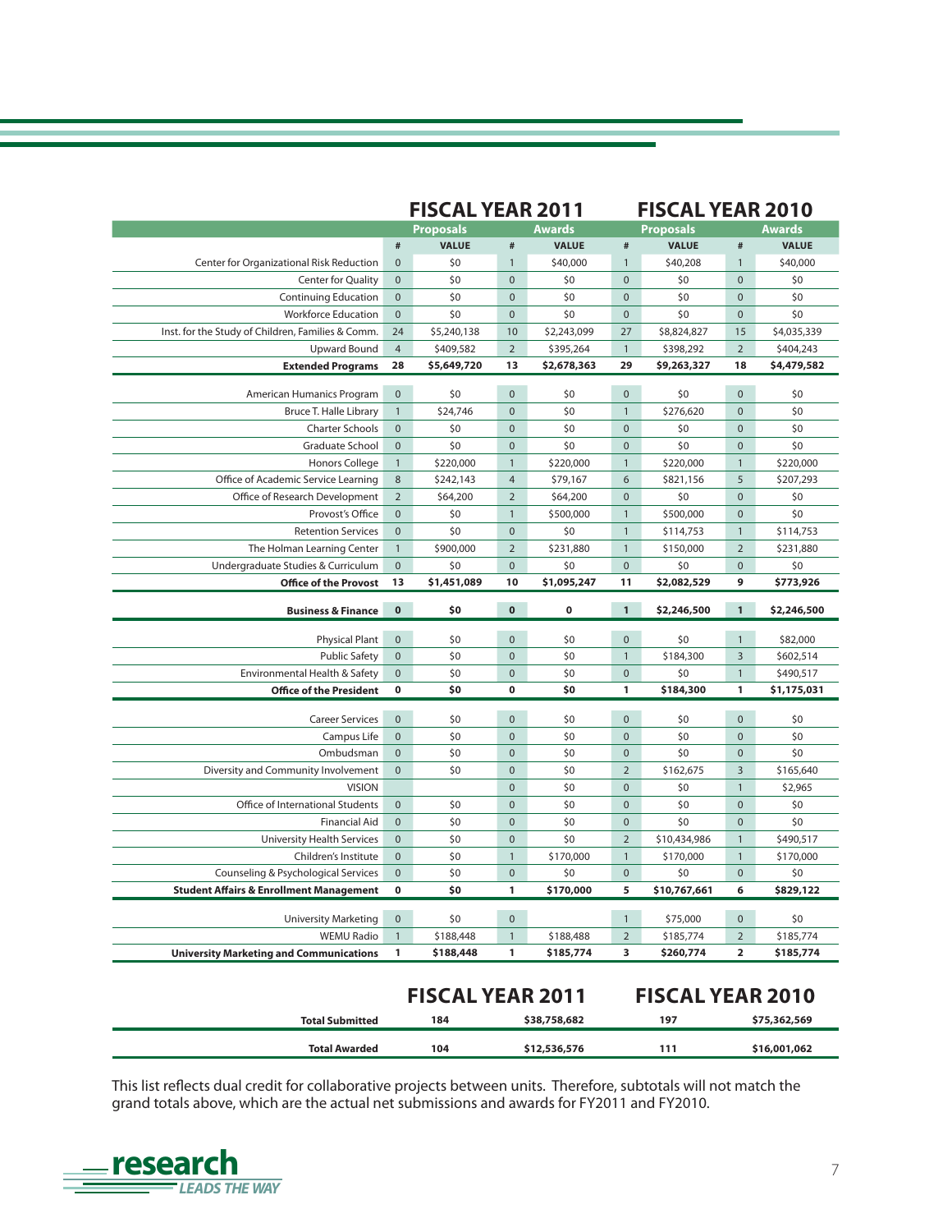| | FISCAL YEAR 2011 | | | | FISCAL YEAR 2010 | | | |
|---|---|---|---|---|---|---|---|---|
| | Proposals | | Awards | | Proposals | | Awards | |
| | # | VALUE | # | VALUE | # | VALUE | # | VALUE |
| Center for Organizational Risk Reduction | 0 | $0 | 1 | $40,000 | 1 | $40,208 | 1 | $40,000 |
| Center for Quality | 0 | $0 | 0 | $0 | 0 | $0 | 0 | $0 |
| Continuing Education | 0 | $0 | 0 | $0 | 0 | $0 | 0 | $0 |
| Workforce Education | 0 | $0 | 0 | $0 | 0 | $0 | 0 | $0 |
| Inst. for the Study of Children, Families & Comm. | 24 | $5,240,138 | 10 | $2,243,099 | 27 | $8,824,827 | 15 | $4,035,339 |
| Upward Bound | 4 | $409,582 | 2 | $395,264 | 1 | $398,292 | 2 | $404,243 |
| **Extended Programs** | **28** | **$5,649,720** | **13** | **$2,678,363** | **29** | **$9,263,327** | **18** | **$4,479,582** |
| American Humanics Program | 0 | $0 | 0 | $0 | 0 | $0 | 0 | $0 |
| Bruce T. Halle Library | 1 | $24,746 | 0 | $0 | 1 | $276,620 | 0 | $0 |
| Charter Schools | 0 | $0 | 0 | $0 | 0 | $0 | 0 | $0 |
| Graduate School | 0 | $0 | 0 | $0 | 0 | $0 | 0 | $0 |
| Honors College | 1 | $220,000 | 1 | $220,000 | 1 | $220,000 | 1 | $220,000 |
| Office of Academic Service Learning | 8 | $242,143 | 4 | $79,167 | 6 | $821,156 | 5 | $207,293 |
| Office of Research Development | 2 | $64,200 | 2 | $64,200 | 0 | $0 | 0 | $0 |
| Provost's Office | 0 | $0 | 1 | $500,000 | 1 | $500,000 | 0 | $0 |
| Retention Services | 0 | $0 | 0 | $0 | 1 | $114,753 | 1 | $114,753 |
| The Holman Learning Center | 1 | $900,000 | 2 | $231,880 | 1 | $150,000 | 2 | $231,880 |
| Undergraduate Studies & Curriculum | 0 | $0 | 0 | $0 | 0 | $0 | 0 | $0 |
| **Office of the Provost** | **13** | **$1,451,089** | **10** | **$1,095,247** | **11** | **$2,082,529** | **9** | **$773,926** |
| **Business & Finance** | **0** | **$0** | **0** | **0** | **1** | **$2,246,500** | **1** | **$2,246,500** |
| Physical Plant | 0 | $0 | 0 | $0 | 0 | $0 | 1 | $82,000 |
| Public Safety | 0 | $0 | 0 | $0 | 1 | $184,300 | 3 | $602,514 |
| Environmental Health & Safety | 0 | $0 | 0 | $0 | 0 | $0 | 1 | $490,517 |
| **Office of the President** | **0** | **$0** | **0** | **$0** | **1** | **$184,300** | **1** | **$1,175,031** |
| Career Services | 0 | $0 | 0 | $0 | 0 | $0 | 0 | $0 |
| Campus Life | 0 | $0 | 0 | $0 | 0 | $0 | 0 | $0 |
| Ombudsman | 0 | $0 | 0 | $0 | 0 | $0 | 0 | $0 |
| Diversity and Community Involvement | 0 | $0 | 0 | $0 | 2 | $162,675 | 3 | $165,640 |
| VISION | | | 0 | $0 | 0 | $0 | 1 | $2,965 |
| Office of International Students | 0 | $0 | 0 | $0 | 0 | $0 | 0 | $0 |
| Financial Aid | 0 | $0 | 0 | $0 | 0 | $0 | 0 | $0 |
| University Health Services | 0 | $0 | 0 | $0 | 2 | $10,434,986 | 1 | $490,517 |
| Children's Institute | 0 | $0 | 1 | $170,000 | 1 | $170,000 | 1 | $170,000 |
| Counseling & Psychological Services | 0 | $0 | 0 | $0 | 0 | $0 | 0 | $0 |
| **Student Affairs & Enrollment Management** | **0** | **$0** | **1** | **$170,000** | **5** | **$10,767,661** | **6** | **$829,122** |
| University Marketing | 0 | $0 | 0 | | 1 | $75,000 | 0 | $0 |
| WEMU Radio | 1 | $188,448 | 1 | $188,488 | 2 | $185,774 | 2 | $185,774 |
| **University Marketing and Communications** | **1** | **$188,448** | **1** | **$185,774** | **3** | **$260,774** | **2** | **$185,774** |

| | FISCAL YEAR 2011 | | FISCAL YEAR 2010 | |
|---|---|---|---|---|
| **Total Submitted** | **184** | **$38,758,682** | **197** | **$75,362,569** |
| **Total Awarded** | **104** | **$12,536,576** | **111** | **$16,001,062** |

This list reflects dual credit for collaborative projects between units. Therefore, subtotals will not match the grand totals above, which are the actual net submissions and awards for FY2011 and FY2010.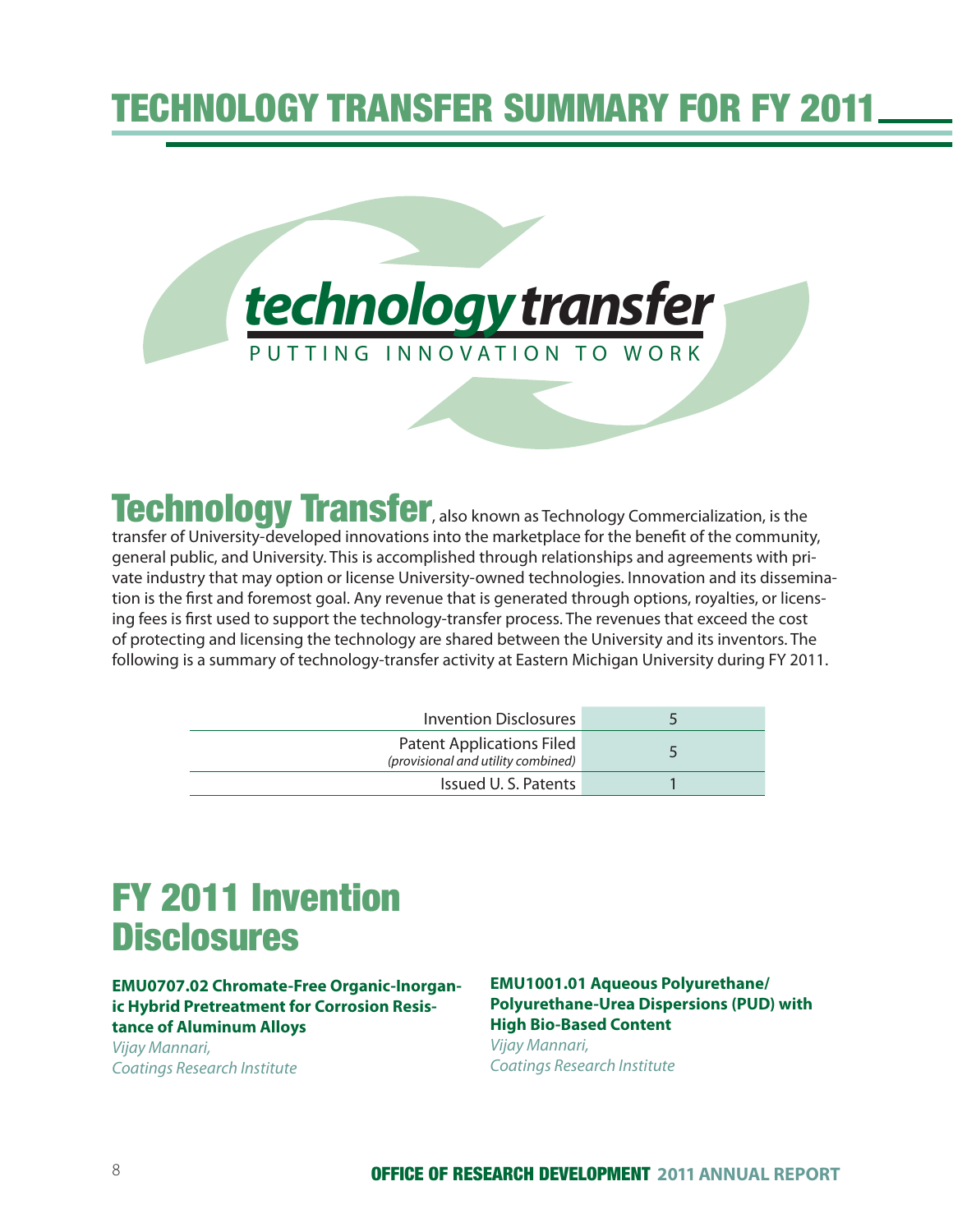# TECHNOLOGY TRANSFER SUMMARY FOR FY 2011

technology transfer

PUTTING INNOVATION TO WORK

**Technology Transfer**, also known as Technology Commercialization, is the transfer of University-developed innovations into the marketplace for the benefit of the community, general public, and University. This is accomplished through relationships and agreements with private industry that may option or license University-owned technologies. Innovation and its dissemination is the first and foremost goal. Any revenue that is generated through options, royalties, or licensing fees is first used to support the technology-transfer process. The revenues that exceed the cost of protecting and licensing the technology are shared between the University and its inventors. The following is a summary of technology-transfer activity at Eastern Michigan University during FY 2011.

| | |
|---|---|
| Invention Disclosures | 5 |
| Patent Applications Filed *(provisional and utility combined)* | 5 |
| Issued U. S. Patents | 1 |

# FY 2011 Invention Disclosures

**EMU0707.02 Chromate-Free Organic-Inorganic Hybrid Pretreatment for Corrosion Resistance of Aluminum Alloys**
*Vijay Mannari,*
*Coatings Research Institute*

**EMU1001.01 Aqueous Polyurethane/Polyurethane-Urea Dispersions (PUD) with High Bio-Based Content**
*Vijay Mannari,*
*Coatings Research Institute*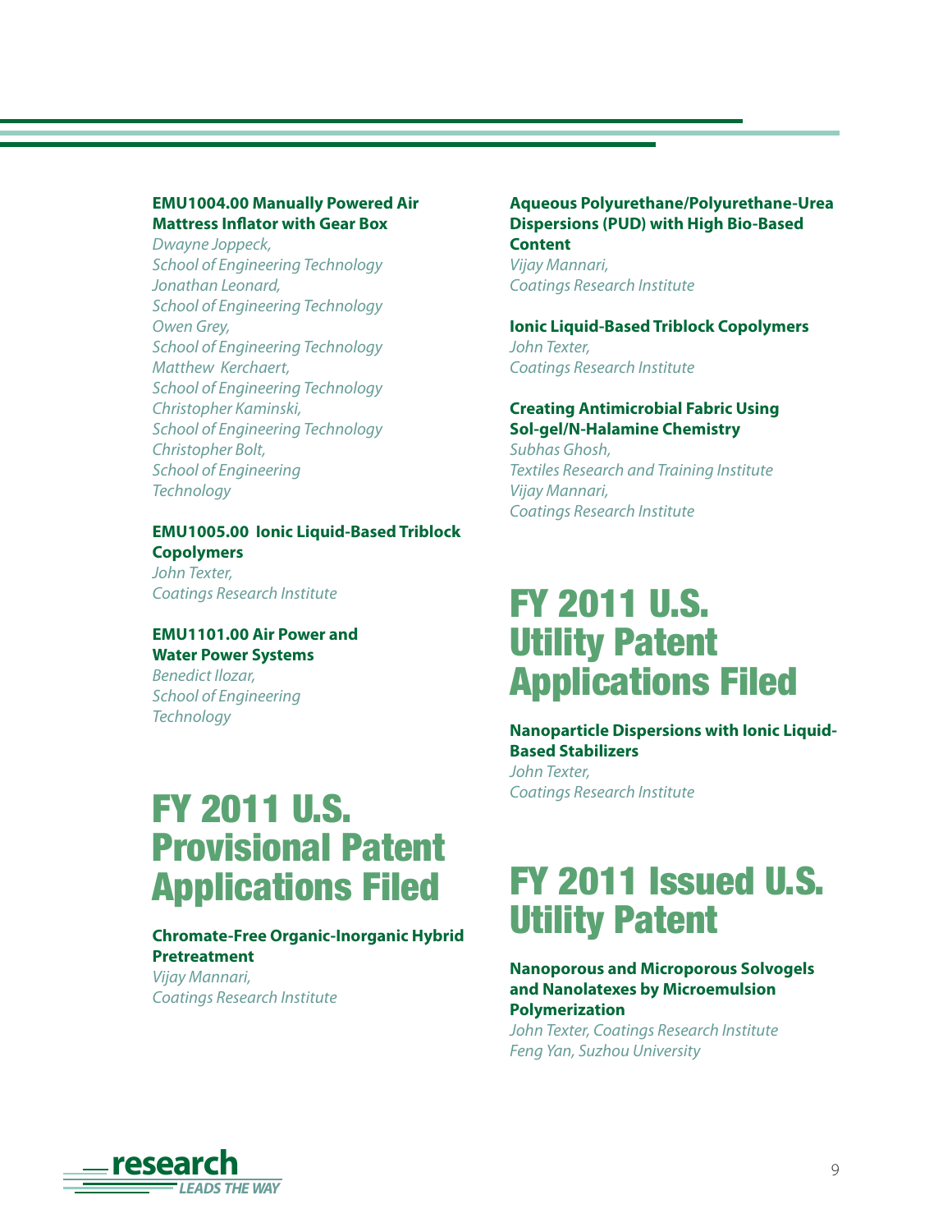**EMU1004.00 Manually Powered Air Mattress Inflator with Gear Box**
*Dwayne Joppeck,*
*School of Engineering Technology*
*Jonathan Leonard,*
*School of Engineering Technology*
*Owen Grey,*
*School of Engineering Technology*
*Matthew Kerchaert,*
*School of Engineering Technology*
*Christopher Kaminski,*
*School of Engineering Technology*
*Christopher Bolt,*
*School of Engineering Technology*

**EMU1005.00 Ionic Liquid-Based Triblock Copolymers**
*John Texter,*
*Coatings Research Institute*

**EMU1101.00 Air Power and Water Power Systems**
*Benedict Ilozar,*
*School of Engineering Technology*

# FY 2011 U.S. Provisional Patent Applications Filed

**Chromate-Free Organic-Inorganic Hybrid Pretreatment**
*Vijay Mannari,*
*Coatings Research Institute*

**Aqueous Polyurethane/Polyurethane-Urea Dispersions (PUD) with High Bio-Based Content**
*Vijay Mannari,*
*Coatings Research Institute*

**Ionic Liquid-Based Triblock Copolymers**
*John Texter,*
*Coatings Research Institute*

**Creating Antimicrobial Fabric Using Sol-gel/N-Halamine Chemistry**
*Subhas Ghosh,*
*Textiles Research and Training Institute*
*Vijay Mannari,*
*Coatings Research Institute*

# FY 2011 U.S. Utility Patent Applications Filed

**Nanoparticle Dispersions with Ionic Liquid-Based Stabilizers**
*John Texter,*
*Coatings Research Institute*

# FY 2011 Issued U.S. Utility Patent

**Nanoporous and Microporous Solvogels and Nanolatexes by Microemulsion Polymerization**
*John Texter, Coatings Research Institute*
*Feng Yan, Suzhou University*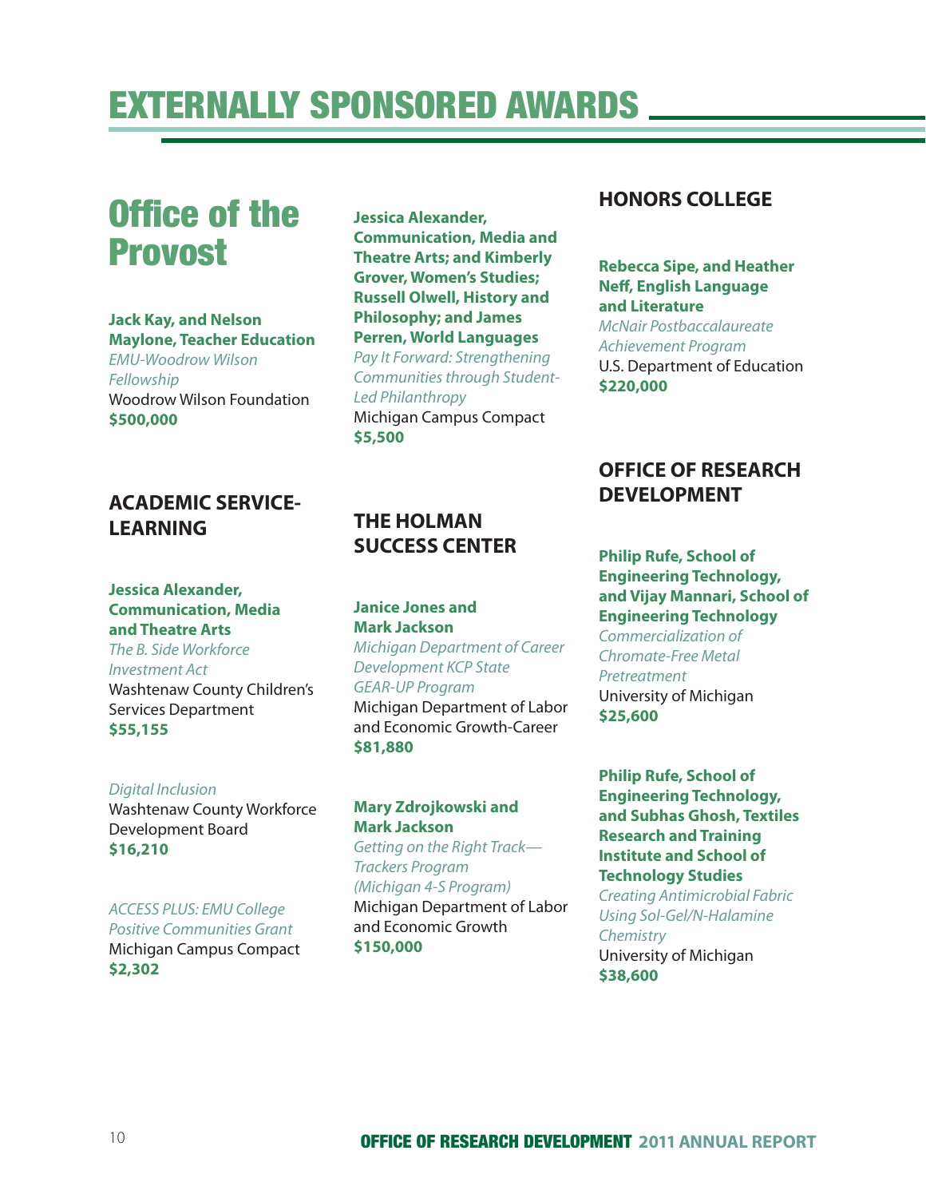# EXTERNALLY SPONSORED AWARDS

## Office of the Provost

**Jack Kay, and Nelson Maylone, Teacher Education**
*EMU-Woodrow Wilson Fellowship*
Woodrow Wilson Foundation
**$500,000**

### ACADEMIC SERVICE-LEARNING

**Jessica Alexander, Communication, Media and Theatre Arts**
*The B. Side Workforce Investment Act*
Washtenaw County Children's Services Department
**$55,155**

*Digital Inclusion*
Washtenaw County Workforce Development Board
**$16,210**

*ACCESS PLUS: EMU College Positive Communities Grant*
Michigan Campus Compact
**$2,302**

**Jessica Alexander, Communication, Media and Theatre Arts; and Kimberly Grover, Women's Studies; Russell Olwell, History and Philosophy; and James Perren, World Languages**
*Pay It Forward: Strengthening Communities through Student-Led Philanthropy*
Michigan Campus Compact
**$5,500**

### THE HOLMAN SUCCESS CENTER

**Janice Jones and Mark Jackson**
*Michigan Department of Career Development KCP State GEAR-UP Program*
Michigan Department of Labor and Economic Growth-Career
**$81,880**

**Mary Zdrojkowski and Mark Jackson**
*Getting on the Right Track—Trackers Program (Michigan 4-S Program)*
Michigan Department of Labor and Economic Growth
**$150,000**

### HONORS COLLEGE

**Rebecca Sipe, and Heather Neff, English Language and Literature**
*McNair Postbaccalaureate Achievement Program*
U.S. Department of Education
**$220,000**

### OFFICE OF RESEARCH DEVELOPMENT

**Philip Rufe, School of Engineering Technology, and Vijay Mannari, School of Engineering Technology**
*Commercialization of Chromate-Free Metal Pretreatment*
University of Michigan
**$25,600**

**Philip Rufe, School of Engineering Technology, and Subhas Ghosh, Textiles Research and Training Institute and School of Technology Studies**
*Creating Antimicrobial Fabric Using Sol-Gel/N-Halamine Chemistry*
University of Michigan
**$38,600**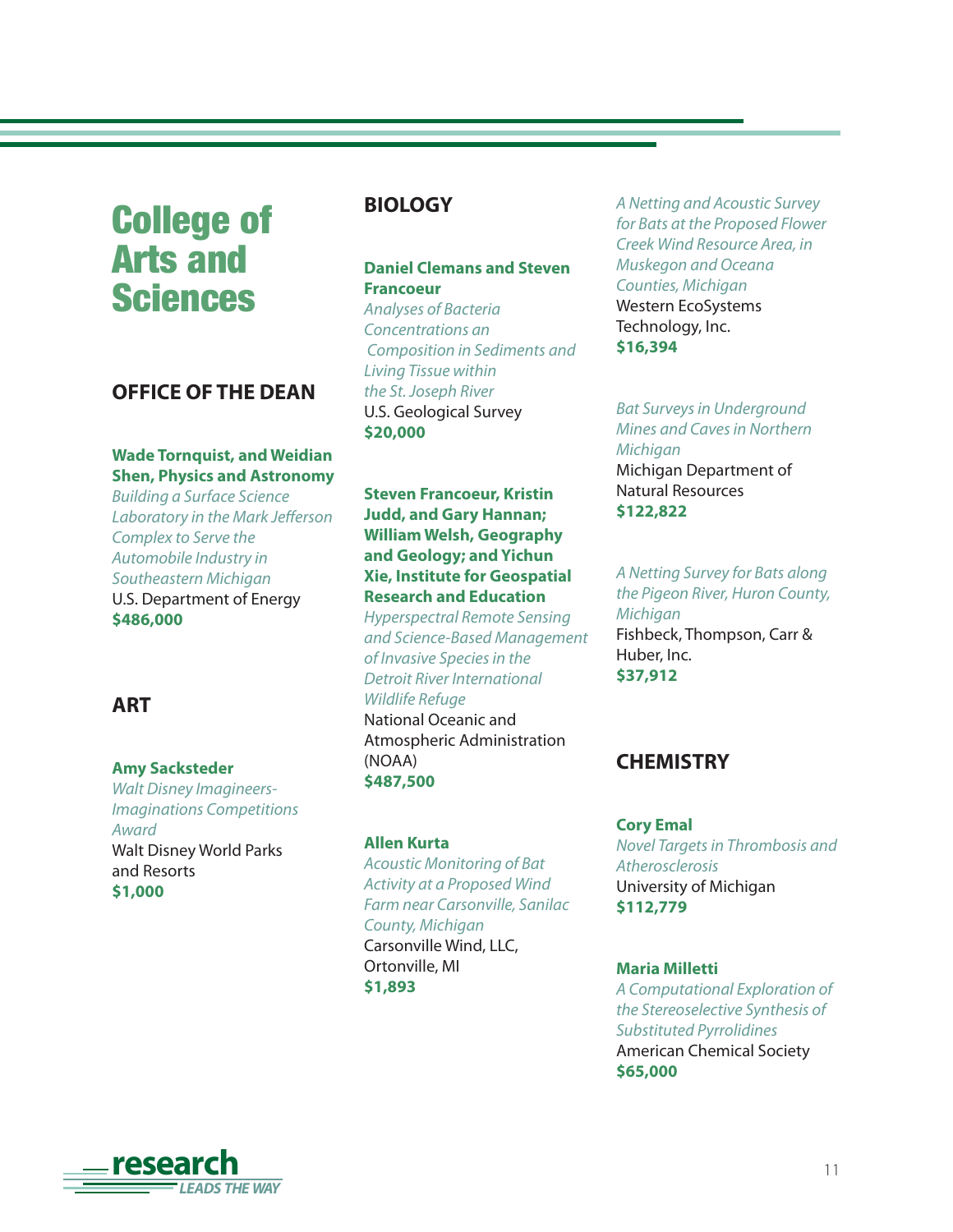# College of Arts and Sciences

## OFFICE OF THE DEAN

**Wade Tornquist, and Weidian Shen, Physics and Astronomy**
*Building a Surface Science Laboratory in the Mark Jefferson Complex to Serve the Automobile Industry in Southeastern Michigan*
U.S. Department of Energy
**$486,000**

## ART

**Amy Sacksteder**
*Walt Disney Imagineers-Imaginations Competitions Award*
Walt Disney World Parks and Resorts
**$1,000**

## BIOLOGY

**Daniel Clemans and Steven Francoeur**
*Analyses of Bacteria Concentrations an Composition in Sediments and Living Tissue within the St. Joseph River*
U.S. Geological Survey
**$20,000**

**Steven Francoeur, Kristin Judd, and Gary Hannan; William Welsh, Geography and Geology; and Yichun Xie, Institute for Geospatial Research and Education**
*Hyperspectral Remote Sensing and Science-Based Management of Invasive Species in the Detroit River International Wildlife Refuge*
National Oceanic and Atmospheric Administration (NOAA)
**$487,500**

**Allen Kurta**
*Acoustic Monitoring of Bat Activity at a Proposed Wind Farm near Carsonville, Sanilac County, Michigan*
Carsonville Wind, LLC, Ortonville, MI
**$1,893**

*A Netting and Acoustic Survey for Bats at the Proposed Flower Creek Wind Resource Area, in Muskegon and Oceana Counties, Michigan*
Western EcoSystems Technology, Inc.
**$16,394**

*Bat Surveys in Underground Mines and Caves in Northern Michigan*
Michigan Department of Natural Resources
**$122,822**

*A Netting Survey for Bats along the Pigeon River, Huron County, Michigan*
Fishbeck, Thompson, Carr & Huber, Inc.
**$37,912**

## CHEMISTRY

**Cory Emal**
*Novel Targets in Thrombosis and Atherosclerosis*
University of Michigan
**$112,779**

**Maria Milletti**
*A Computational Exploration of the Stereoselective Synthesis of Substituted Pyrrolidines*
American Chemical Society
**$65,000**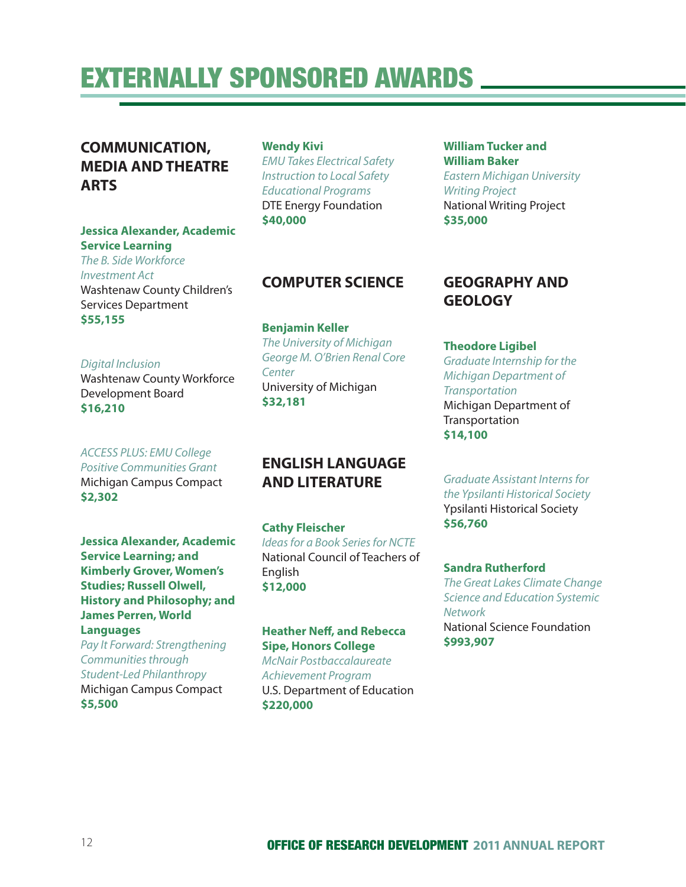# EXTERNALLY SPONSORED AWARDS

## COMMUNICATION, MEDIA AND THEATRE ARTS

**Jessica Alexander, Academic Service Learning**
*The B. Side Workforce Investment Act*
Washtenaw County Children's Services Department
**$55,155**

*Digital Inclusion*
Washtenaw County Workforce Development Board
**$16,210**

*ACCESS PLUS: EMU College Positive Communities Grant*
Michigan Campus Compact
**$2,302**

**Jessica Alexander, Academic Service Learning; and Kimberly Grover, Women's Studies; Russell Olwell, History and Philosophy; and James Perren, World Languages**
*Pay It Forward: Strengthening Communities through Student-Led Philanthropy*
Michigan Campus Compact
**$5,500**

**Wendy Kivi**
*EMU Takes Electrical Safety Instruction to Local Safety Educational Programs*
DTE Energy Foundation
**$40,000**

## COMPUTER SCIENCE

**Benjamin Keller**
*The University of Michigan George M. O'Brien Renal Core Center*
University of Michigan
**$32,181**

## ENGLISH LANGUAGE AND LITERATURE

**Cathy Fleischer**
*Ideas for a Book Series for NCTE*
National Council of Teachers of English
**$12,000**

**Heather Neff, and Rebecca Sipe, Honors College**
*McNair Postbaccalaureate Achievement Program*
U.S. Department of Education
**$220,000**

**William Tucker and William Baker**
*Eastern Michigan University Writing Project*
National Writing Project
**$35,000**

## GEOGRAPHY AND GEOLOGY

**Theodore Ligibel**
*Graduate Internship for the Michigan Department of Transportation*
Michigan Department of Transportation
**$14,100**

*Graduate Assistant Interns for the Ypsilanti Historical Society*
Ypsilanti Historical Society
**$56,760**

**Sandra Rutherford**
*The Great Lakes Climate Change Science and Education Systemic Network*
National Science Foundation
**$993,907**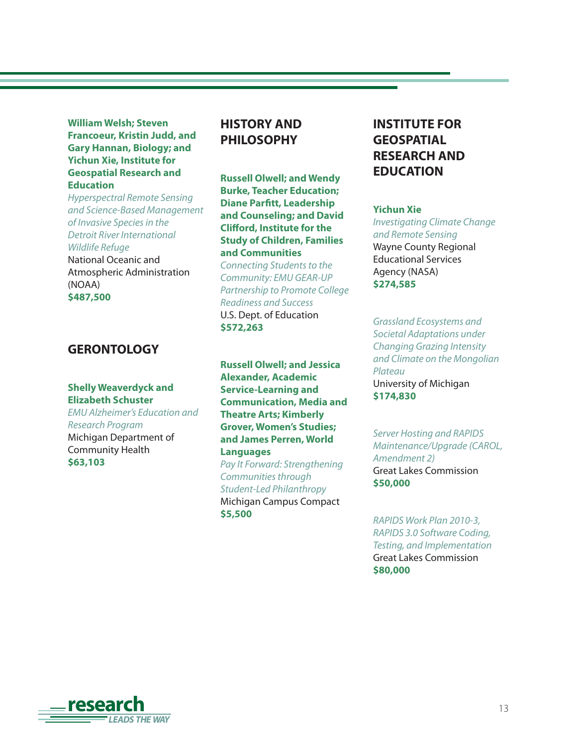**William Welsh; Steven Francoeur, Kristin Judd, and Gary Hannan, Biology; and Yichun Xie, Institute for Geospatial Research and Education**
*Hyperspectral Remote Sensing and Science-Based Management of Invasive Species in the Detroit River International Wildlife Refuge*
National Oceanic and Atmospheric Administration (NOAA)
**$487,500**

## GERONTOLOGY

**Shelly Weaverdyck and Elizabeth Schuster**
*EMU Alzheimer's Education and Research Program*
Michigan Department of Community Health
**$63,103**

## HISTORY AND PHILOSOPHY

**Russell Olwell; and Wendy Burke, Teacher Education; Diane Parfitt, Leadership and Counseling; and David Clifford, Institute for the Study of Children, Families and Communities**
*Connecting Students to the Community: EMU GEAR-UP Partnership to Promote College Readiness and Success*
U.S. Dept. of Education
**$572,263**

**Russell Olwell; and Jessica Alexander, Academic Service-Learning and Communication, Media and Theatre Arts; Kimberly Grover, Women's Studies; and James Perren, World Languages**
*Pay It Forward: Strengthening Communities through Student-Led Philanthropy*
Michigan Campus Compact
**$5,500**

## INSTITUTE FOR GEOSPATIAL RESEARCH AND EDUCATION

**Yichun Xie**
*Investigating Climate Change and Remote Sensing*
Wayne County Regional Educational Services Agency (NASA)
**$274,585**

*Grassland Ecosystems and Societal Adaptations under Changing Grazing Intensity and Climate on the Mongolian Plateau*
University of Michigan
**$174,830**

*Server Hosting and RAPIDS Maintenance/Upgrade (CAROL, Amendment 2)*
Great Lakes Commission
**$50,000**

*RAPIDS Work Plan 2010-3, RAPIDS 3.0 Software Coding, Testing, and Implementation*
Great Lakes Commission
**$80,000**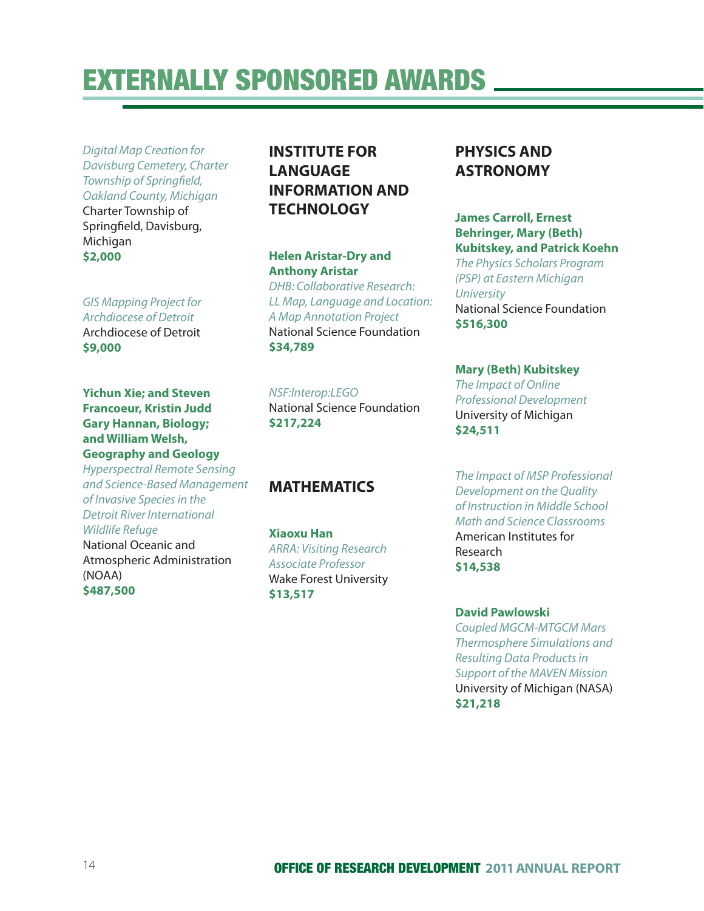# EXTERNALLY SPONSORED AWARDS

*Digital Map Creation for Davisburg Cemetery, Charter Township of Springfield, Oakland County, Michigan*
Charter Township of Springfield, Davisburg, Michigan
**$2,000**

*GIS Mapping Project for Archdiocese of Detroit*
Archdiocese of Detroit
**$9,000**

**Yichun Xie; and Steven Francoeur, Kristin Judd Gary Hannan, Biology; and William Welsh, Geography and Geology**
*Hyperspectral Remote Sensing and Science-Based Management of Invasive Species in the Detroit River International Wildlife Refuge*
National Oceanic and Atmospheric Administration (NOAA)
**$487,500**

## INSTITUTE FOR LANGUAGE INFORMATION AND TECHNOLOGY

**Helen Aristar-Dry and Anthony Aristar**
*DHB: Collaborative Research: LL Map, Language and Location: A Map Annotation Project*
National Science Foundation
**$34,789**

*NSF:Interop:LEGO*
National Science Foundation
**$217,224**

## MATHEMATICS

**Xiaoxu Han**
*ARRA: Visiting Research Associate Professor*
Wake Forest University
**$13,517**

## PHYSICS AND ASTRONOMY

**James Carroll, Ernest Behringer, Mary (Beth) Kubitskey, and Patrick Koehn**
*The Physics Scholars Program (PSP) at Eastern Michigan University*
National Science Foundation
**$516,300**

**Mary (Beth) Kubitskey**
*The Impact of Online Professional Development*
University of Michigan
**$24,511**

*The Impact of MSP Professional Development on the Quality of Instruction in Middle School Math and Science Classrooms*
American Institutes for Research
**$14,538**

**David Pawlowski**
*Coupled MGCM-MTGCM Mars Thermosphere Simulations and Resulting Data Products in Support of the MAVEN Mission*
University of Michigan (NASA)
**$21,218**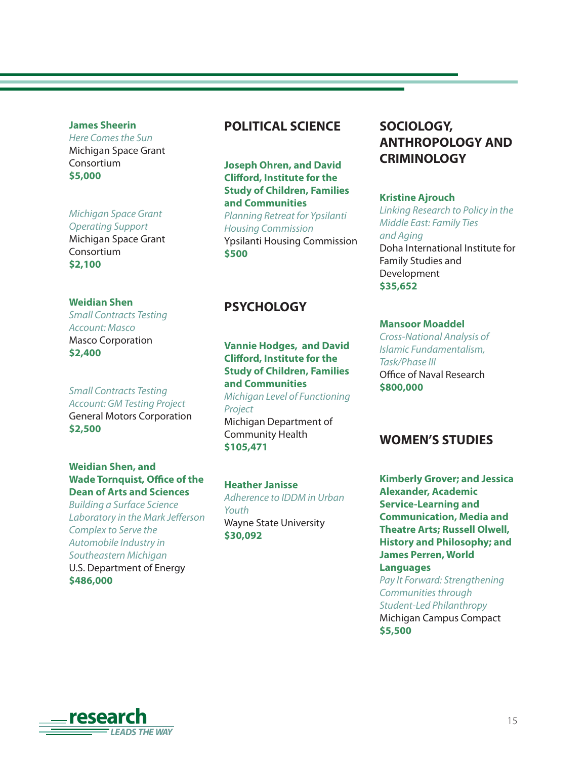**James Sheerin**
*Here Comes the Sun*
Michigan Space Grant Consortium
**$5,000**

*Michigan Space Grant Operating Support*
Michigan Space Grant Consortium
**$2,100**

**Weidian Shen**
*Small Contracts Testing Account: Masco*
Masco Corporation
**$2,400**

*Small Contracts Testing Account: GM Testing Project*
General Motors Corporation
**$2,500**

**Weidian Shen, and Wade Tornquist, Office of the Dean of Arts and Sciences**
*Building a Surface Science Laboratory in the Mark Jefferson Complex to Serve the Automobile Industry in Southeastern Michigan*
U.S. Department of Energy
**$486,000**

## POLITICAL SCIENCE

**Joseph Ohren, and David Clifford, Institute for the Study of Children, Families and Communities**
*Planning Retreat for Ypsilanti Housing Commission*
Ypsilanti Housing Commission
**$500**

## PSYCHOLOGY

**Vannie Hodges, and David Clifford, Institute for the Study of Children, Families and Communities**
*Michigan Level of Functioning Project*
Michigan Department of Community Health
**$105,471**

**Heather Janisse**
*Adherence to IDDM in Urban Youth*
Wayne State University
**$30,092**

## SOCIOLOGY, ANTHROPOLOGY AND CRIMINOLOGY

**Kristine Ajrouch**
*Linking Research to Policy in the Middle East: Family Ties and Aging*
Doha International Institute for Family Studies and Development
**$35,652**

**Mansoor Moaddel**
*Cross-National Analysis of Islamic Fundamentalism, Task/Phase III*
Office of Naval Research
**$800,000**

## WOMEN'S STUDIES

**Kimberly Grover; and Jessica Alexander, Academic Service-Learning and Communication, Media and Theatre Arts; Russell Olwell, History and Philosophy; and James Perren, World Languages**
*Pay It Forward: Strengthening Communities through Student-Led Philanthropy*
Michigan Campus Compact
**$5,500**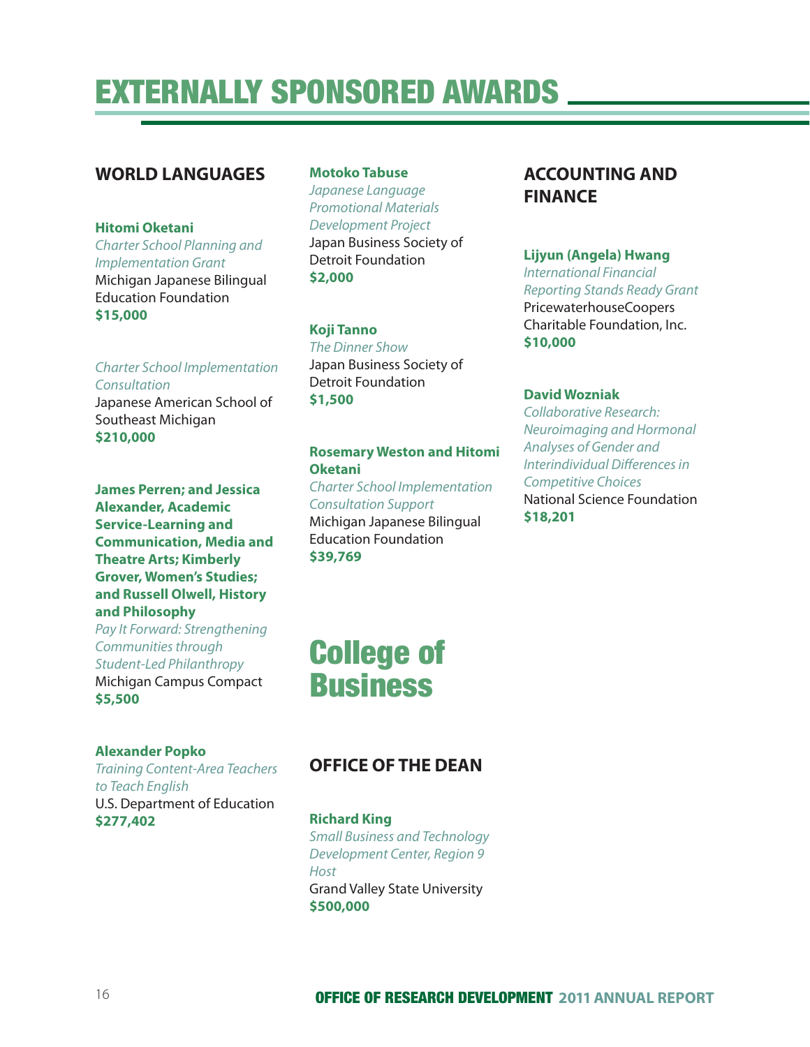# EXTERNALLY SPONSORED AWARDS

### WORLD LANGUAGES

**Hitomi Oketani**
*Charter School Planning and Implementation Grant*
Michigan Japanese Bilingual Education Foundation
**$15,000**

*Charter School Implementation Consultation*
Japanese American School of Southeast Michigan
**$210,000**

**James Perren; and Jessica Alexander, Academic Service-Learning and Communication, Media and Theatre Arts; Kimberly Grover, Women's Studies; and Russell Olwell, History and Philosophy**
*Pay It Forward: Strengthening Communities through Student-Led Philanthropy*
Michigan Campus Compact
**$5,500**

**Alexander Popko**
*Training Content-Area Teachers to Teach English*
U.S. Department of Education
**$277,402**

**Motoko Tabuse**
*Japanese Language Promotional Materials Development Project*
Japan Business Society of Detroit Foundation
**$2,000**

**Koji Tanno**
*The Dinner Show*
Japan Business Society of Detroit Foundation
**$1,500**

**Rosemary Weston and Hitomi Oketani**
*Charter School Implementation Consultation Support*
Michigan Japanese Bilingual Education Foundation
**$39,769**

## College of Business

### OFFICE OF THE DEAN

**Richard King**
*Small Business and Technology Development Center, Region 9 Host*
Grand Valley State University
**$500,000**

### ACCOUNTING AND FINANCE

**Lijyun (Angela) Hwang**
*International Financial Reporting Stands Ready Grant*
PricewaterhouseCoopers Charitable Foundation, Inc.
**$10,000**

**David Wozniak**
*Collaborative Research: Neuroimaging and Hormonal Analyses of Gender and Interindividual Differences in Competitive Choices*
National Science Foundation
**$18,201**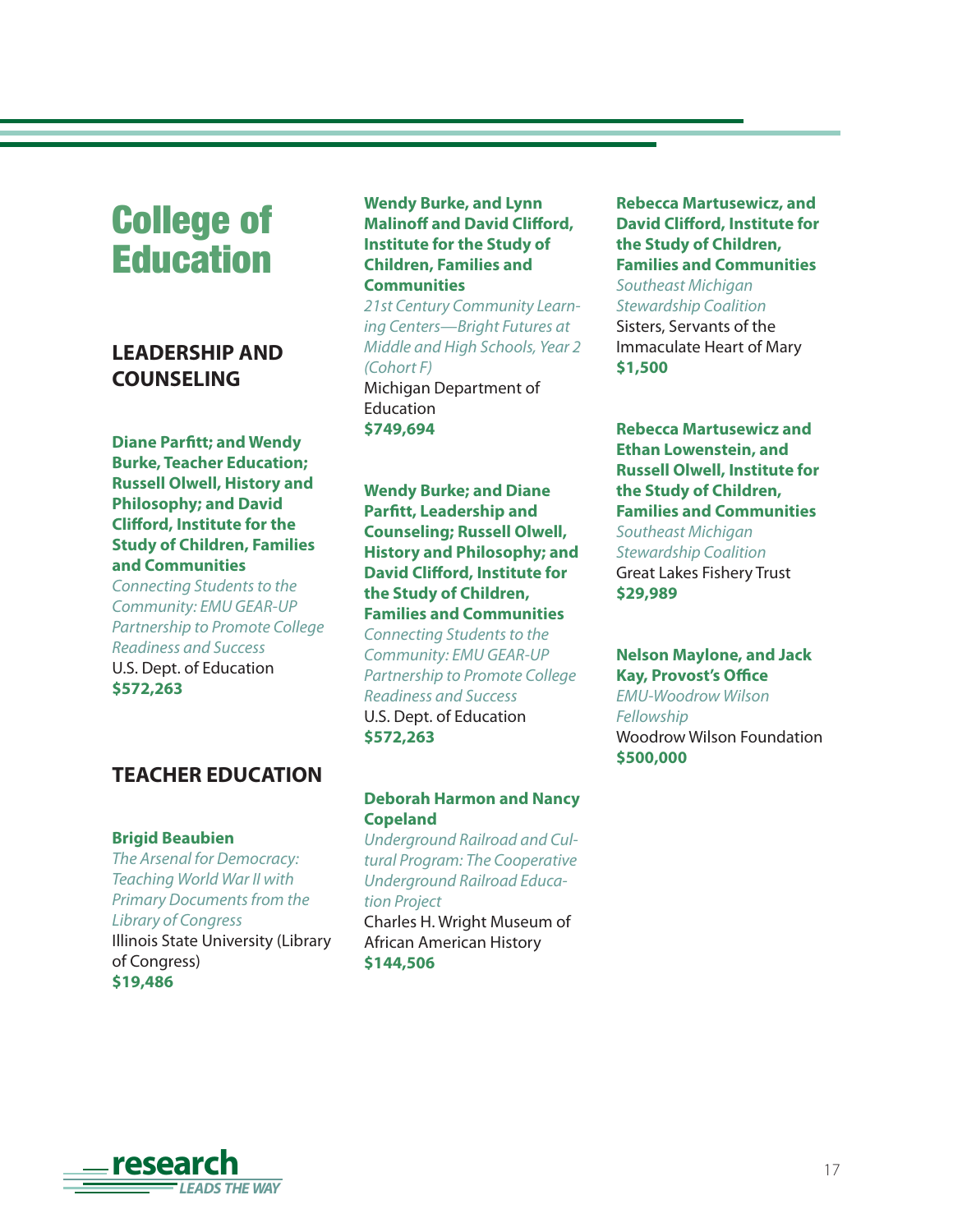# College of Education

## LEADERSHIP AND COUNSELING

**Diane Parfitt; and Wendy Burke, Teacher Education; Russell Olwell, History and Philosophy; and David Clifford, Institute for the Study of Children, Families and Communities**
*Connecting Students to the Community: EMU GEAR-UP Partnership to Promote College Readiness and Success*
U.S. Dept. of Education
**$572,263**

## TEACHER EDUCATION

**Brigid Beaubien**
*The Arsenal for Democracy: Teaching World War II with Primary Documents from the Library of Congress*
Illinois State University (Library of Congress)
**$19,486**

**Wendy Burke, and Lynn Malinoff and David Clifford, Institute for the Study of Children, Families and Communities**
*21st Century Community Learning Centers—Bright Futures at Middle and High Schools, Year 2 (Cohort F)*
Michigan Department of Education
**$749,694**

**Wendy Burke; and Diane Parfitt, Leadership and Counseling; Russell Olwell, History and Philosophy; and David Clifford, Institute for the Study of Children, Families and Communities**
*Connecting Students to the Community: EMU GEAR-UP Partnership to Promote College Readiness and Success*
U.S. Dept. of Education
**$572,263**

**Deborah Harmon and Nancy Copeland**
*Underground Railroad and Cultural Program: The Cooperative Underground Railroad Education Project*
Charles H. Wright Museum of African American History
**$144,506**

**Rebecca Martusewicz, and David Clifford, Institute for the Study of Children, Families and Communities**
*Southeast Michigan Stewardship Coalition*
Sisters, Servants of the Immaculate Heart of Mary
**$1,500**

**Rebecca Martusewicz and Ethan Lowenstein, and Russell Olwell, Institute for the Study of Children, Families and Communities**
*Southeast Michigan Stewardship Coalition*
Great Lakes Fishery Trust
**$29,989**

**Nelson Maylone, and Jack Kay, Provost's Office**
*EMU-Woodrow Wilson Fellowship*
Woodrow Wilson Foundation
**$500,000**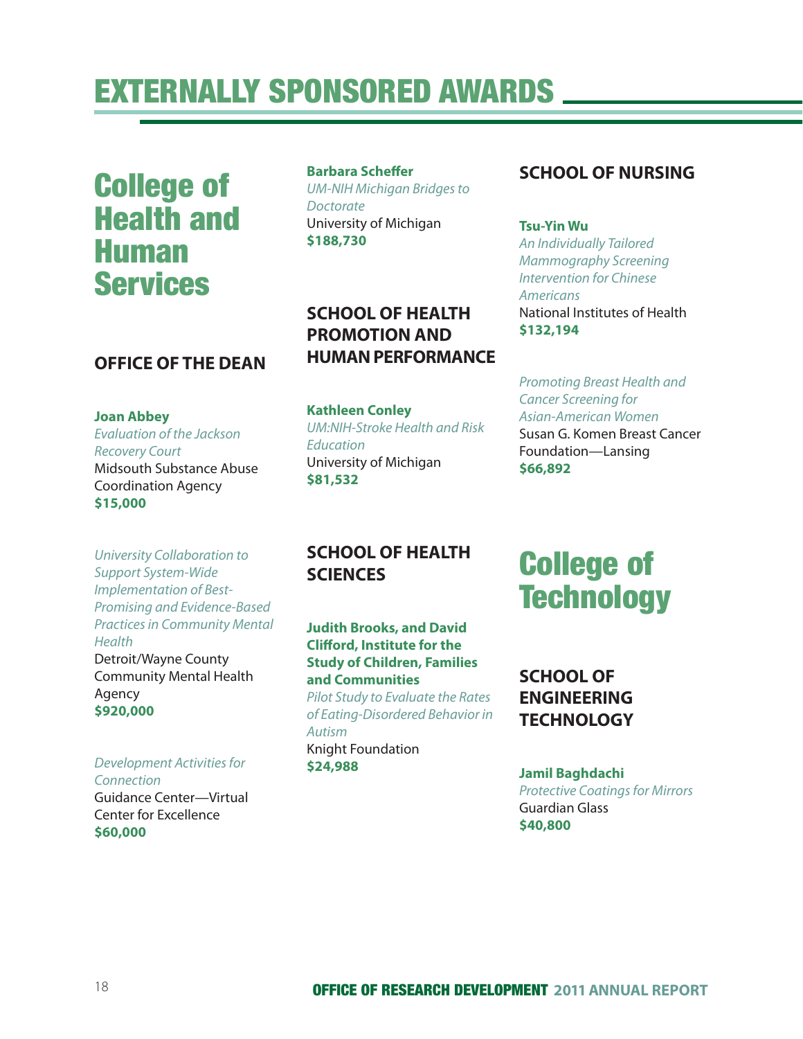# EXTERNALLY SPONSORED AWARDS

## College of Health and Human Services

### OFFICE OF THE DEAN

**Joan Abbey**
*Evaluation of the Jackson Recovery Court*
Midsouth Substance Abuse Coordination Agency
**$15,000**

*University Collaboration to Support System-Wide Implementation of Best-Promising and Evidence-Based Practices in Community Mental Health*
Detroit/Wayne County Community Mental Health Agency
**$920,000**

*Development Activities for Connection*
Guidance Center—Virtual Center for Excellence
**$60,000**

**Barbara Scheffer**
*UM-NIH Michigan Bridges to Doctorate*
University of Michigan
**$188,730**

### SCHOOL OF HEALTH PROMOTION AND HUMAN PERFORMANCE

**Kathleen Conley**
*UM:NIH-Stroke Health and Risk Education*
University of Michigan
**$81,532**

### SCHOOL OF HEALTH SCIENCES

**Judith Brooks, and David Clifford, Institute for the Study of Children, Families and Communities**
*Pilot Study to Evaluate the Rates of Eating-Disordered Behavior in Autism*
Knight Foundation
**$24,988**

### SCHOOL OF NURSING

**Tsu-Yin Wu**
*An Individually Tailored Mammography Screening Intervention for Chinese Americans*
National Institutes of Health
**$132,194**

*Promoting Breast Health and Cancer Screening for Asian-American Women*
Susan G. Komen Breast Cancer Foundation—Lansing
**$66,892**

## College of Technology

### SCHOOL OF ENGINEERING TECHNOLOGY

**Jamil Baghdachi**
*Protective Coatings for Mirrors*
Guardian Glass
**$40,800**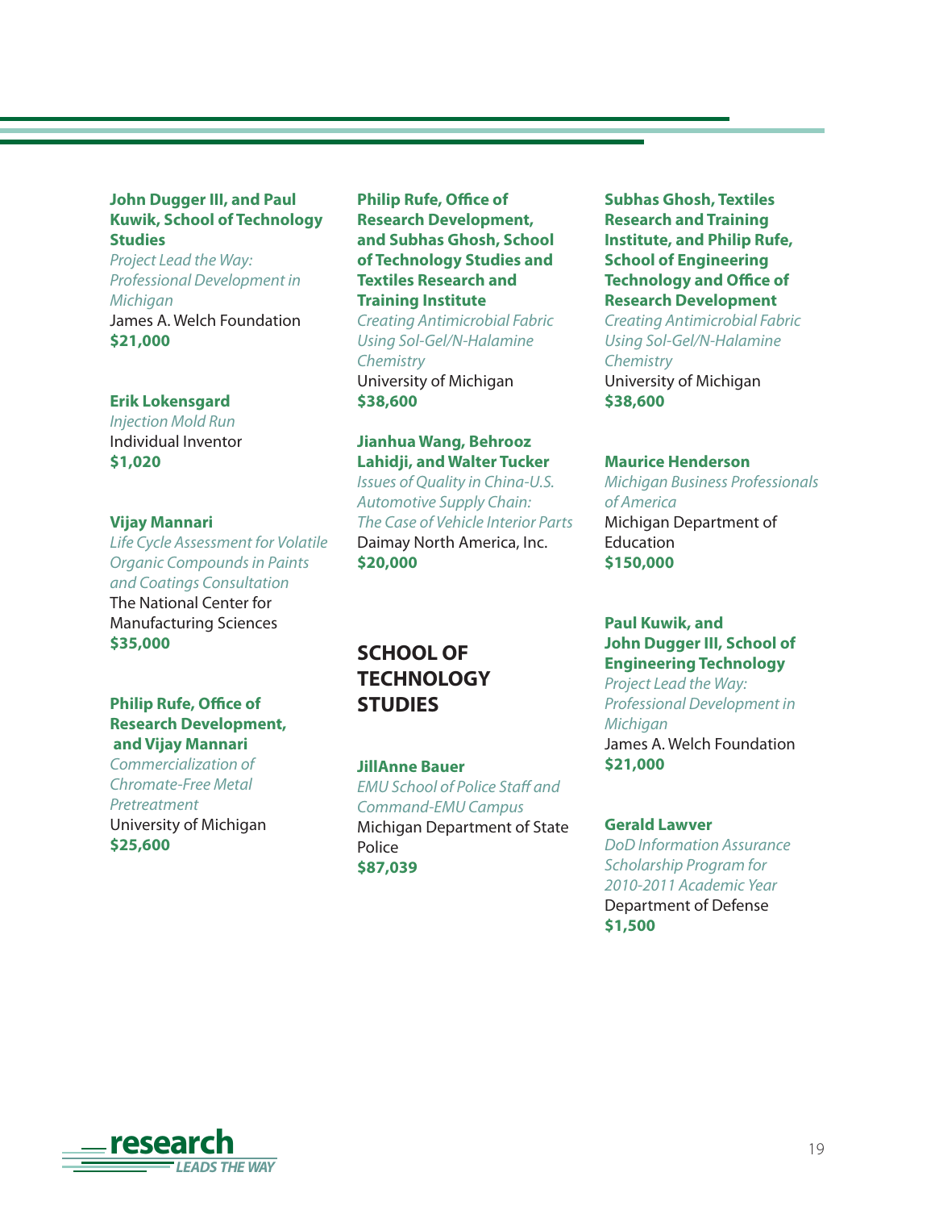**John Dugger III, and Paul Kuwik, School of Technology Studies**
*Project Lead the Way: Professional Development in Michigan*
James A. Welch Foundation
**$21,000**

**Erik Lokensgard**
*Injection Mold Run*
Individual Inventor
**$1,020**

**Vijay Mannari**
*Life Cycle Assessment for Volatile Organic Compounds in Paints and Coatings Consultation*
The National Center for Manufacturing Sciences
**$35,000**

**Philip Rufe, Office of Research Development, and Vijay Mannari**
*Commercialization of Chromate-Free Metal Pretreatment*
University of Michigan
**$25,600**

**Philip Rufe, Office of Research Development, and Subhas Ghosh, School of Technology Studies and Textiles Research and Training Institute**
*Creating Antimicrobial Fabric Using Sol-Gel/N-Halamine Chemistry*
University of Michigan
**$38,600**

**Jianhua Wang, Behrooz Lahidji, and Walter Tucker**
*Issues of Quality in China-U.S. Automotive Supply Chain: The Case of Vehicle Interior Parts*
Daimay North America, Inc.
**$20,000**

## SCHOOL OF TECHNOLOGY STUDIES

**JillAnne Bauer**
*EMU School of Police Staff and Command-EMU Campus*
Michigan Department of State Police
**$87,039**

**Subhas Ghosh, Textiles Research and Training Institute, and Philip Rufe, School of Engineering Technology and Office of Research Development**
*Creating Antimicrobial Fabric Using Sol-Gel/N-Halamine Chemistry*
University of Michigan
**$38,600**

**Maurice Henderson**
*Michigan Business Professionals of America*
Michigan Department of Education
**$150,000**

**Paul Kuwik, and John Dugger III, School of Engineering Technology**
*Project Lead the Way: Professional Development in Michigan*
James A. Welch Foundation
**$21,000**

**Gerald Lawver**
*DoD Information Assurance Scholarship Program for 2010-2011 Academic Year*
Department of Defense
**$1,500**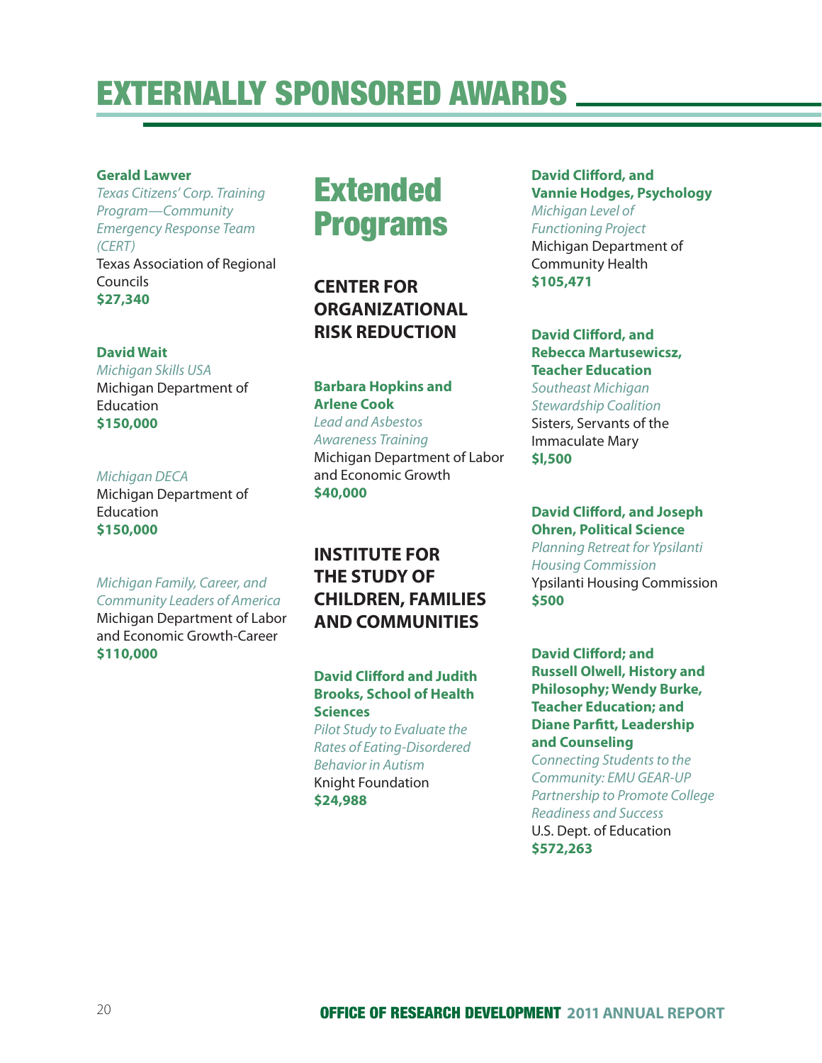# EXTERNALLY SPONSORED AWARDS

**Gerald Lawver**
*Texas Citizens' Corp. Training Program—Community Emergency Response Team (CERT)*
Texas Association of Regional Councils
**$27,340**

**David Wait**
*Michigan Skills USA*
Michigan Department of Education
**$150,000**

*Michigan DECA*
Michigan Department of Education
**$150,000**

*Michigan Family, Career, and Community Leaders of America*
Michigan Department of Labor and Economic Growth-Career
**$110,000**

## Extended Programs

### CENTER FOR ORGANIZATIONAL RISK REDUCTION

**Barbara Hopkins and Arlene Cook**
*Lead and Asbestos Awareness Training*
Michigan Department of Labor and Economic Growth
**$40,000**

### INSTITUTE FOR THE STUDY OF CHILDREN, FAMILIES AND COMMUNITIES

**David Clifford and Judith Brooks, School of Health Sciences**
*Pilot Study to Evaluate the Rates of Eating-Disordered Behavior in Autism*
Knight Foundation
**$24,988**

**David Clifford, and Vannie Hodges, Psychology**
*Michigan Level of Functioning Project*
Michigan Department of Community Health
**$105,471**

**David Clifford, and Rebecca Martusewicsz, Teacher Education**
*Southeast Michigan Stewardship Coalition*
Sisters, Servants of the Immaculate Mary
**$l,500**

**David Clifford, and Joseph Ohren, Political Science**
*Planning Retreat for Ypsilanti Housing Commission*
Ypsilanti Housing Commission
**$500**

**David Clifford; and Russell Olwell, History and Philosophy; Wendy Burke, Teacher Education; and Diane Parfitt, Leadership and Counseling**
*Connecting Students to the Community: EMU GEAR-UP Partnership to Promote College Readiness and Success*
U.S. Dept. of Education
**$572,263**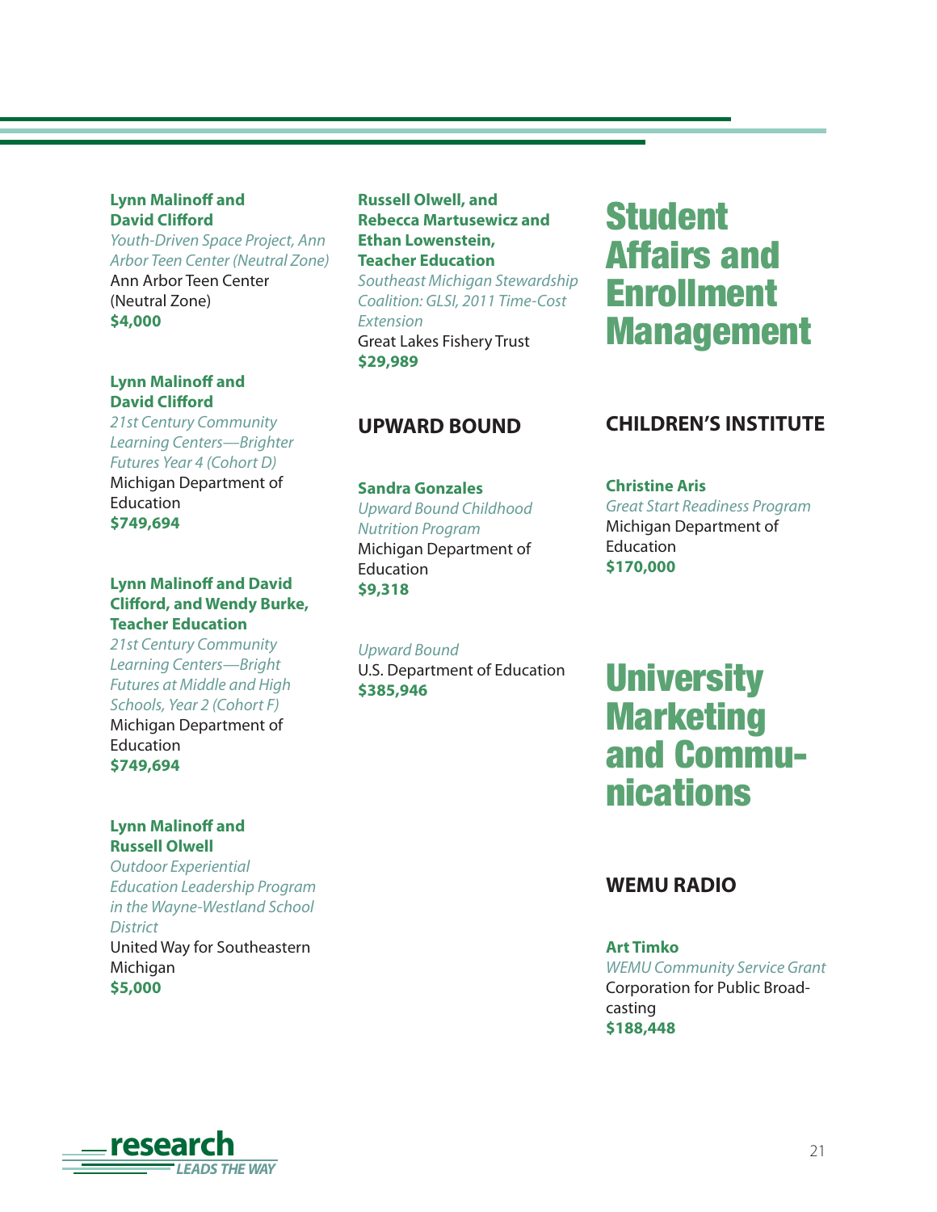**Lynn Malinoff and David Clifford**
*Youth-Driven Space Project, Ann Arbor Teen Center (Neutral Zone)*
Ann Arbor Teen Center (Neutral Zone)
**$4,000**

**Lynn Malinoff and David Clifford**
*21st Century Community Learning Centers—Brighter Futures Year 4 (Cohort D)*
Michigan Department of Education
**$749,694**

**Lynn Malinoff and David Clifford, and Wendy Burke, Teacher Education**
*21st Century Community Learning Centers—Bright Futures at Middle and High Schools, Year 2 (Cohort F)*
Michigan Department of Education
**$749,694**

**Lynn Malinoff and Russell Olwell**
*Outdoor Experiential Education Leadership Program in the Wayne-Westland School District*
United Way for Southeastern Michigan
**$5,000**

**Russell Olwell, and Rebecca Martusewicz and Ethan Lowenstein, Teacher Education**
*Southeast Michigan Stewardship Coalition: GLSI, 2011 Time-Cost Extension*
Great Lakes Fishery Trust
**$29,989**

## UPWARD BOUND

**Sandra Gonzales**
*Upward Bound Childhood Nutrition Program*
Michigan Department of Education
**$9,318**

*Upward Bound*
U.S. Department of Education
**$385,946**

# Student Affairs and Enrollment Management

## CHILDREN'S INSTITUTE

**Christine Aris**
*Great Start Readiness Program*
Michigan Department of Education
**$170,000**

# University Marketing and Communications

## WEMU RADIO

**Art Timko**
*WEMU Community Service Grant*
Corporation for Public Broadcasting
**$188,448**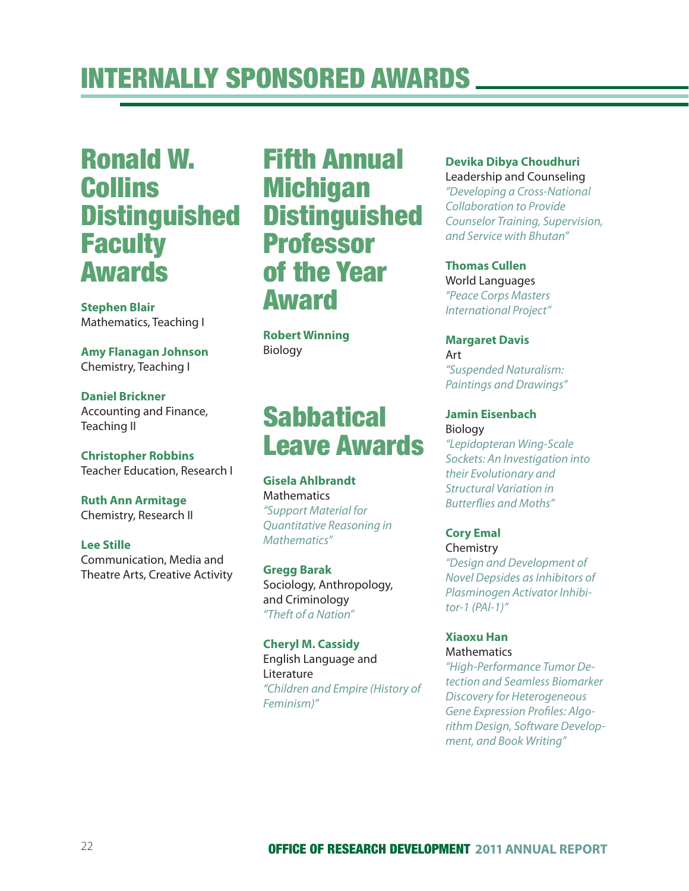# INTERNALLY SPONSORED AWARDS

## Ronald W. Collins Distinguished Faculty Awards

**Stephen Blair**
Mathematics, Teaching I

**Amy Flanagan Johnson**
Chemistry, Teaching I

**Daniel Brickner**
Accounting and Finance, Teaching II

**Christopher Robbins**
Teacher Education, Research I

**Ruth Ann Armitage**
Chemistry, Research II

**Lee Stille**
Communication, Media and Theatre Arts, Creative Activity

## Fifth Annual Michigan Distinguished Professor of the Year Award

**Robert Winning**
Biology

## Sabbatical Leave Awards

**Gisela Ahlbrandt**
Mathematics
*"Support Material for Quantitative Reasoning in Mathematics"*

**Gregg Barak**
Sociology, Anthropology, and Criminology
*"Theft of a Nation"*

**Cheryl M. Cassidy**
English Language and Literature
*"Children and Empire (History of Feminism)"*

**Devika Dibya Choudhuri**
Leadership and Counseling
*"Developing a Cross-National Collaboration to Provide Counselor Training, Supervision, and Service with Bhutan"*

**Thomas Cullen**
World Languages
*"Peace Corps Masters International Project"*

**Margaret Davis**
Art
*"Suspended Naturalism: Paintings and Drawings"*

**Jamin Eisenbach**
Biology
*"Lepidopteran Wing-Scale Sockets: An Investigation into their Evolutionary and Structural Variation in Butterflies and Moths"*

**Cory Emal**
Chemistry
*"Design and Development of Novel Depsides as Inhibitors of Plasminogen Activator Inhibitor-1 (PAI-1)"*

**Xiaoxu Han**
Mathematics
*"High-Performance Tumor Detection and Seamless Biomarker Discovery for Heterogeneous Gene Expression Profiles: Algorithm Design, Software Development, and Book Writing"*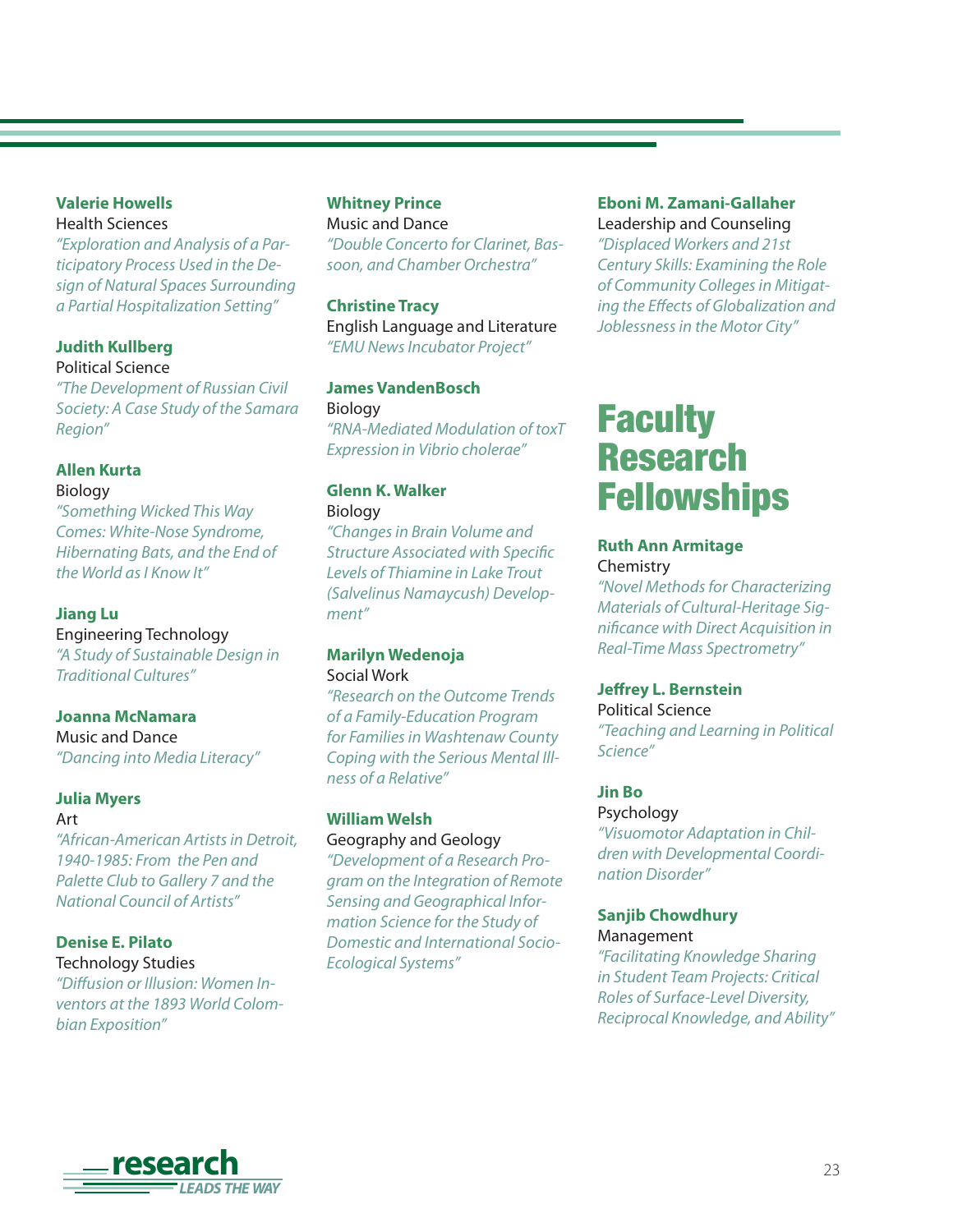**Valerie Howells**
Health Sciences
*"Exploration and Analysis of a Participatory Process Used in the Design of Natural Spaces Surrounding a Partial Hospitalization Setting"*

**Judith Kullberg**
Political Science
*"The Development of Russian Civil Society: A Case Study of the Samara Region"*

**Allen Kurta**
Biology
*"Something Wicked This Way Comes: White-Nose Syndrome, Hibernating Bats, and the End of the World as I Know It"*

**Jiang Lu**
Engineering Technology
*"A Study of Sustainable Design in Traditional Cultures"*

**Joanna McNamara**
Music and Dance
*"Dancing into Media Literacy"*

**Julia Myers**
Art
*"African-American Artists in Detroit, 1940-1985: From the Pen and Palette Club to Gallery 7 and the National Council of Artists"*

**Denise E. Pilato**
Technology Studies
*"Diffusion or Illusion: Women Inventors at the 1893 World Colombian Exposition"*

**Whitney Prince**
Music and Dance
*"Double Concerto for Clarinet, Bassoon, and Chamber Orchestra"*

**Christine Tracy**
English Language and Literature
*"EMU News Incubator Project"*

**James VandenBosch**
Biology
*"RNA-Mediated Modulation of toxT Expression in Vibrio cholerae"*

**Glenn K. Walker**
Biology
*"Changes in Brain Volume and Structure Associated with Specific Levels of Thiamine in Lake Trout (Salvelinus Namaycush) Development"*

**Marilyn Wedenoja**
Social Work
*"Research on the Outcome Trends of a Family-Education Program for Families in Washtenaw County Coping with the Serious Mental Illness of a Relative"*

**William Welsh**
Geography and Geology
*"Development of a Research Program on the Integration of Remote Sensing and Geographical Information Science for the Study of Domestic and International Socio-Ecological Systems"*

**Eboni M. Zamani-Gallaher**
Leadership and Counseling
*"Displaced Workers and 21st Century Skills: Examining the Role of Community Colleges in Mitigating the Effects of Globalization and Joblessness in the Motor City"*

# Faculty Research Fellowships

**Ruth Ann Armitage**
Chemistry
*"Novel Methods for Characterizing Materials of Cultural-Heritage Significance with Direct Acquisition in Real-Time Mass Spectrometry"*

**Jeffrey L. Bernstein**
Political Science
*"Teaching and Learning in Political Science"*

**Jin Bo**
Psychology
*"Visuomotor Adaptation in Children with Developmental Coordination Disorder"*

**Sanjib Chowdhury**
Management
*"Facilitating Knowledge Sharing in Student Team Projects: Critical Roles of Surface-Level Diversity, Reciprocal Knowledge, and Ability"*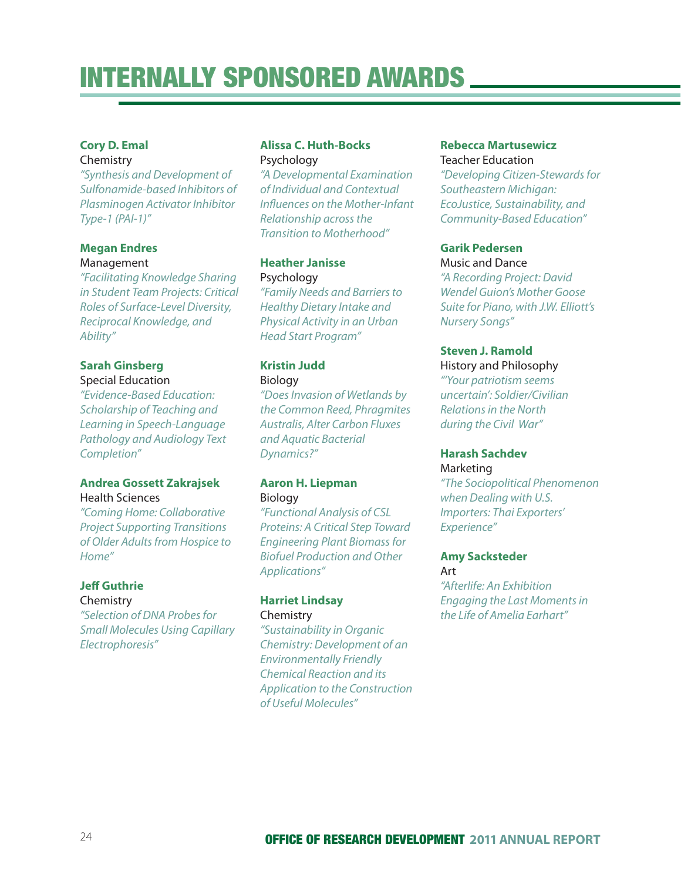# INTERNALLY SPONSORED AWARDS

**Cory D. Emal**
Chemistry
*"Synthesis and Development of Sulfonamide-based Inhibitors of Plasminogen Activator Inhibitor Type-1 (PAI-1)"*

**Megan Endres**
Management
*"Facilitating Knowledge Sharing in Student Team Projects: Critical Roles of Surface-Level Diversity, Reciprocal Knowledge, and Ability"*

**Sarah Ginsberg**
Special Education
*"Evidence-Based Education: Scholarship of Teaching and Learning in Speech-Language Pathology and Audiology Text Completion"*

**Andrea Gossett Zakrajsek**
Health Sciences
*"Coming Home: Collaborative Project Supporting Transitions of Older Adults from Hospice to Home"*

**Jeff Guthrie**
Chemistry
*"Selection of DNA Probes for Small Molecules Using Capillary Electrophoresis"*

**Alissa C. Huth-Bocks**
Psychology
*"A Developmental Examination of Individual and Contextual Influences on the Mother-Infant Relationship across the Transition to Motherhood"*

**Heather Janisse**
Psychology
*"Family Needs and Barriers to Healthy Dietary Intake and Physical Activity in an Urban Head Start Program"*

**Kristin Judd**
Biology
*"Does Invasion of Wetlands by the Common Reed, Phragmites Australis, Alter Carbon Fluxes and Aquatic Bacterial Dynamics?"*

**Aaron H. Liepman**
Biology
*"Functional Analysis of CSL Proteins: A Critical Step Toward Engineering Plant Biomass for Biofuel Production and Other Applications"*

**Harriet Lindsay**
Chemistry
*"Sustainability in Organic Chemistry: Development of an Environmentally Friendly Chemical Reaction and its Application to the Construction of Useful Molecules"*

**Rebecca Martusewicz**
Teacher Education
*"Developing Citizen-Stewards for Southeastern Michigan: EcoJustice, Sustainability, and Community-Based Education"*

**Garik Pedersen**
Music and Dance
*"A Recording Project: David Wendel Guion's Mother Goose Suite for Piano, with J.W. Elliott's Nursery Songs"*

**Steven J. Ramold**
History and Philosophy
*"'Your patriotism seems uncertain': Soldier/Civilian Relations in the North during the Civil War"*

**Harash Sachdev**
Marketing
*"The Sociopolitical Phenomenon when Dealing with U.S. Importers: Thai Exporters' Experience"*

**Amy Sacksteder**
Art
*"Afterlife: An Exhibition Engaging the Last Moments in the Life of Amelia Earhart"*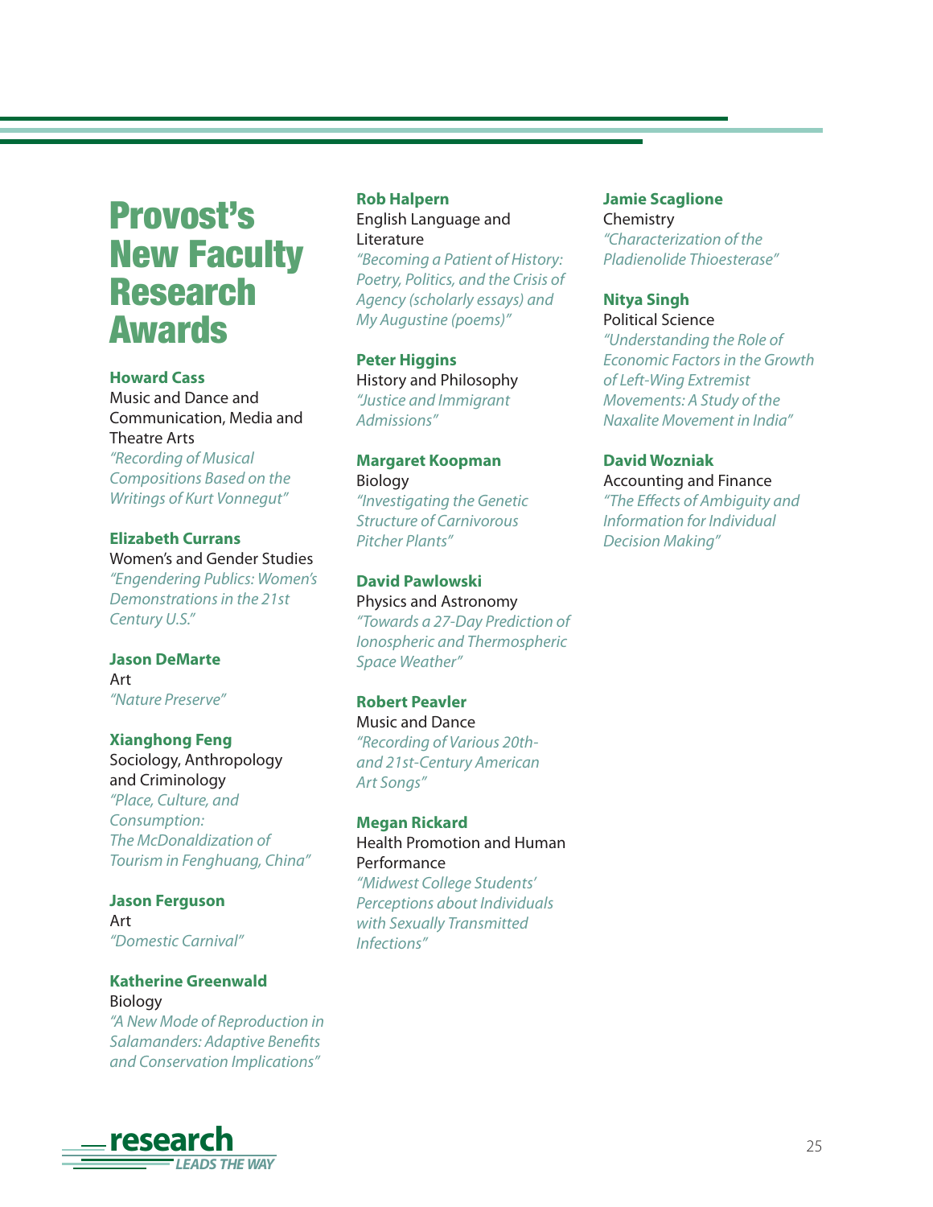# Provost's New Faculty Research Awards

**Howard Cass**
Music and Dance and Communication, Media and Theatre Arts
*"Recording of Musical Compositions Based on the Writings of Kurt Vonnegut"*

**Elizabeth Currans**
Women's and Gender Studies
*"Engendering Publics: Women's Demonstrations in the 21st Century U.S."*

**Jason DeMarte**
Art
*"Nature Preserve"*

**Xianghong Feng**
Sociology, Anthropology and Criminology
*"Place, Culture, and Consumption: The McDonaldization of Tourism in Fenghuang, China"*

**Jason Ferguson**
Art
*"Domestic Carnival"*

**Katherine Greenwald**
Biology
*"A New Mode of Reproduction in Salamanders: Adaptive Benefits and Conservation Implications"*

**Rob Halpern**
English Language and Literature
*"Becoming a Patient of History: Poetry, Politics, and the Crisis of Agency (scholarly essays) and My Augustine (poems)"*

**Peter Higgins**
History and Philosophy
*"Justice and Immigrant Admissions"*

**Margaret Koopman**
Biology
*"Investigating the Genetic Structure of Carnivorous Pitcher Plants"*

**David Pawlowski**
Physics and Astronomy
*"Towards a 27-Day Prediction of Ionospheric and Thermospheric Space Weather"*

**Robert Peavler**
Music and Dance
*"Recording of Various 20th- and 21st-Century American Art Songs"*

**Megan Rickard**
Health Promotion and Human Performance
*"Midwest College Students' Perceptions about Individuals with Sexually Transmitted Infections"*

**Jamie Scaglione**
Chemistry
*"Characterization of the Pladienolide Thioesterase"*

**Nitya Singh**
Political Science
*"Understanding the Role of Economic Factors in the Growth of Left-Wing Extremist Movements: A Study of the Naxalite Movement in India"*

**David Wozniak**
Accounting and Finance
*"The Effects of Ambiguity and Information for Individual Decision Making"*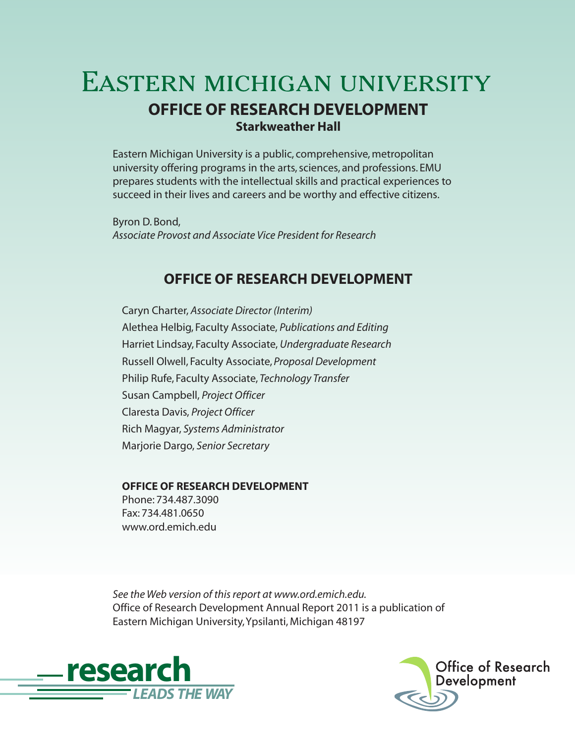# Eastern Michigan University

## OFFICE OF RESEARCH DEVELOPMENT

**Starkweather Hall**

Eastern Michigan University is a public, comprehensive, metropolitan university offering programs in the arts, sciences, and professions. EMU prepares students with the intellectual skills and practical experiences to succeed in their lives and careers and be worthy and effective citizens.

Byron D. Bond,
*Associate Provost and Associate Vice President for Research*

## OFFICE OF RESEARCH DEVELOPMENT

Caryn Charter, *Associate Director (Interim)*
Alethea Helbig, Faculty Associate, *Publications and Editing*
Harriet Lindsay, Faculty Associate, *Undergraduate Research*
Russell Olwell, Faculty Associate, *Proposal Development*
Philip Rufe, Faculty Associate, *Technology Transfer*
Susan Campbell, *Project Officer*
Claresta Davis, *Project Officer*
Rich Magyar, *Systems Administrator*
Marjorie Dargo, *Senior Secretary*

**OFFICE OF RESEARCH DEVELOPMENT**
Phone: 734.487.3090
Fax: 734.481.0650
www.ord.emich.edu

*See the Web version of this report at www.ord.emich.edu.*
Office of Research Development Annual Report 2011 is a publication of Eastern Michigan University, Ypsilanti, Michigan 48197

research LEADS THE WAY

Office of Research Development